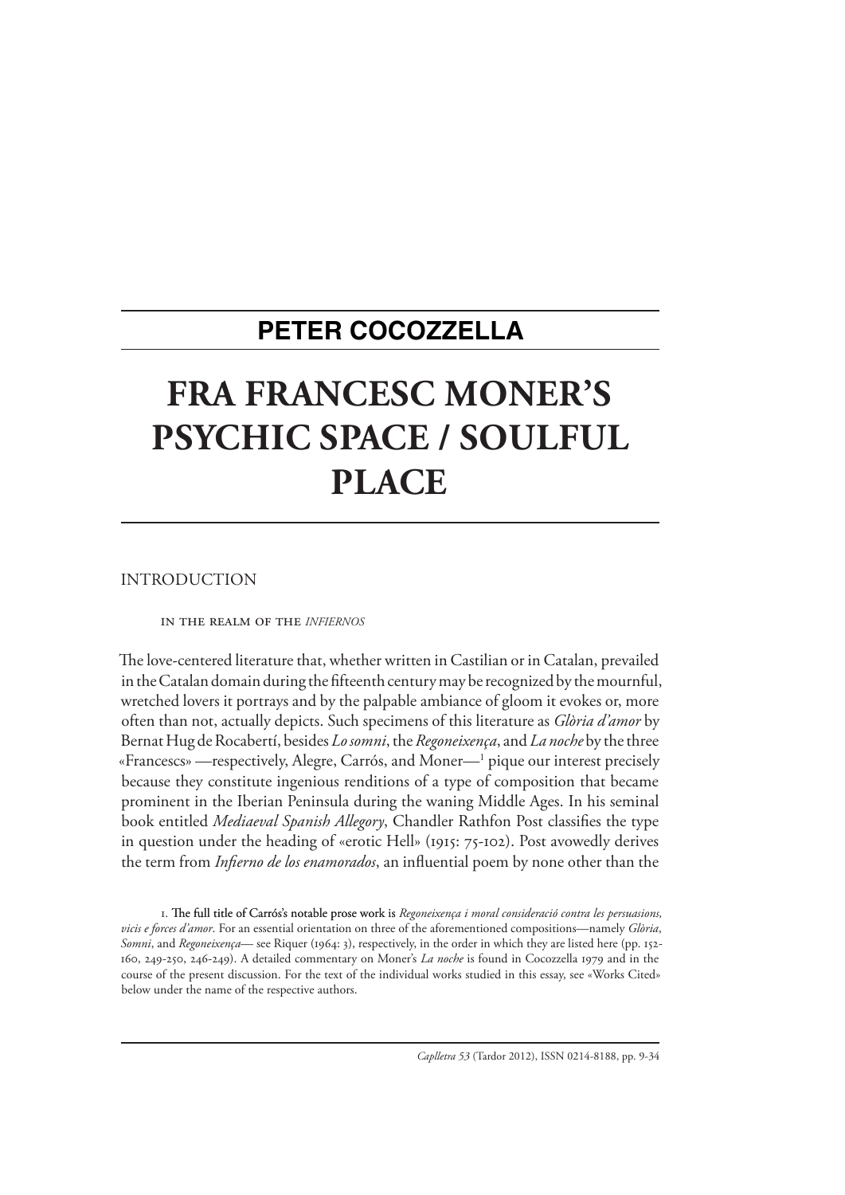**PETER COCOZZELLA**

# FRA FRANCESC MONER'S PSYCHIC SPACE / SOULFUL PLACE

## INTRODUCTION

### IN THE REALM OF THE *INFIERNOS*

The love-centered literature that, whether written in Castilian or in Catalan, prevailed in the Catalan domain during the fifteenth century may be recognized by the mournful, wretched lovers it portrays and by the palpable ambiance of gloom it evokes or, more often than not, actually depicts. Such specimens of this literature as *Glòria d'amor* by Bernat Hug de Rocabertí, besides *Lo somni*, the *Regoneixença*, and *La noche* by the three «Francescs» —respectively, Alegre, Carrós, and Moner—[1] pique our interest precisely because they constitute ingenious renditions of a type of composition that became prominent in the Iberian Peninsula during the waning Middle Ages. In his seminal book entitled *Mediaeval Spanish Allegory*, Chandler Rathfon Post classifies the type in question under the heading of «erotic Hell» (1915: 75-102). Post avowedly derives the term from *Infierno de los enamorados*, an influential poem by none other than the

1. The full title of Carrós's notable prose work is *Regoneixença i moral consideració contra les persuasions, vicis e forces d'amor*. For an essential orientation on three of the aforementioned compositions—namely *Glòria*, *Somni*, and *Regoneixença*— see Riquer (1964: 3), respectively, in the order in which they are listed here (pp. 152-160, 249-250, 246-249). A detailed commentary on Moner's *La noche* is found in Cocozzella 1979 and in the course of the present discussion. For the text of the individual works studied in this essay, see «Works Cited» below under the name of the respective authors.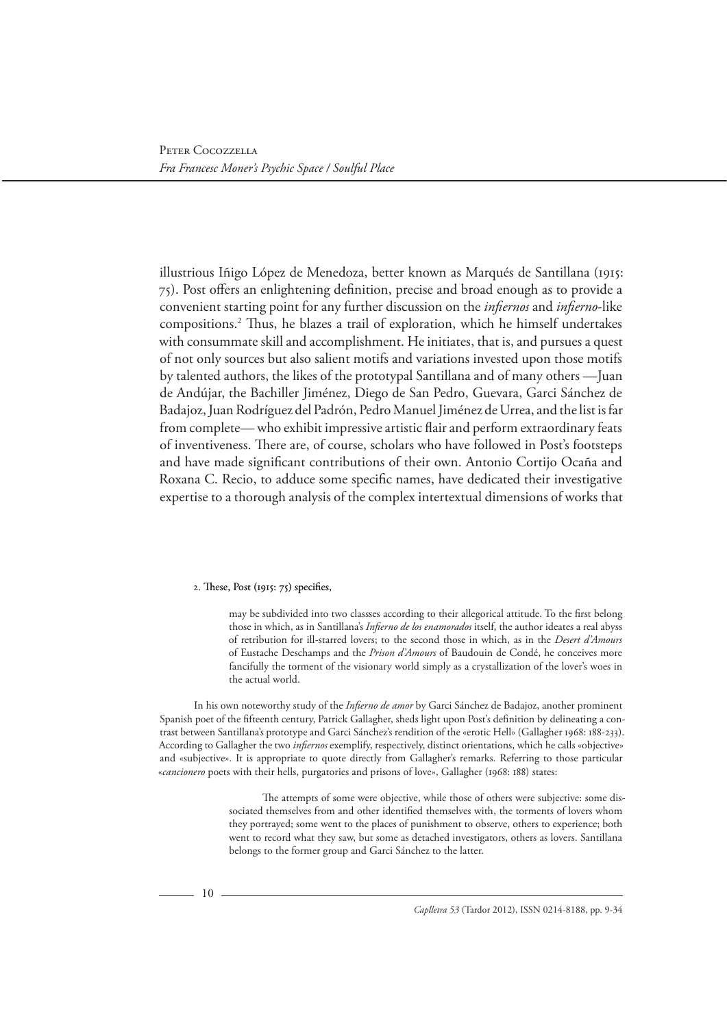illustrious Iñigo López de Menedoza, better known as Marqués de Santillana (1915: 75). Post offers an enlightening definition, precise and broad enough as to provide a convenient starting point for any further discussion on the *infiernos* and *infierno*-like compositions.[2] Thus, he blazes a trail of exploration, which he himself undertakes with consummate skill and accomplishment. He initiates, that is, and pursues a quest of not only sources but also salient motifs and variations invested upon those motifs by talented authors, the likes of the prototypal Santillana and of many others —Juan de Andújar, the Bachiller Jiménez, Diego de San Pedro, Guevara, Garci Sánchez de Badajoz, Juan Rodríguez del Padrón, Pedro Manuel Jiménez de Urrea, and the list is far from complete— who exhibit impressive artistic flair and perform extraordinary feats of inventiveness. There are, of course, scholars who have followed in Post's footsteps and have made significant contributions of their own. Antonio Cortijo Ocaña and Roxana C. Recio, to adduce some specific names, have dedicated their investigative expertise to a thorough analysis of the complex intertextual dimensions of works that

2. These, Post (1915: 75) specifies,

> may be subdivided into two classses according to their allegorical attitude. To the first belong those in which, as in Santillana's *Infierno de los enamorados* itself, the author ideates a real abyss of retribution for ill-starred lovers; to the second those in which, as in the *Desert d'Amours* of Eustache Deschamps and the *Prison d'Amours* of Baudouin de Condé, he conceives more fancifully the torment of the visionary world simply as a crystallization of the lover's woes in the actual world.

In his own noteworthy study of the *Infierno de amor* by Garci Sánchez de Badajoz, another prominent Spanish poet of the fifteenth century, Patrick Gallagher, sheds light upon Post's definition by delineating a contrast between Santillana's prototype and Garci Sánchez's rendition of the «erotic Hell» (Gallagher 1968: 188-233). According to Gallagher the two *infiernos* exemplify, respectively, distinct orientations, which he calls «objective» and «subjective». It is appropriate to quote directly from Gallagher's remarks. Referring to those particular «*cancionero* poets with their hells, purgatories and prisons of love», Gallagher (1968: 188) states:

> The attempts of some were objective, while those of others were subjective: some dissociated themselves from and other identified themselves with, the torments of lovers whom they portrayed; some went to the places of punishment to observe, others to experience; both went to record what they saw, but some as detached investigators, others as lovers. Santillana belongs to the former group and Garci Sánchez to the latter.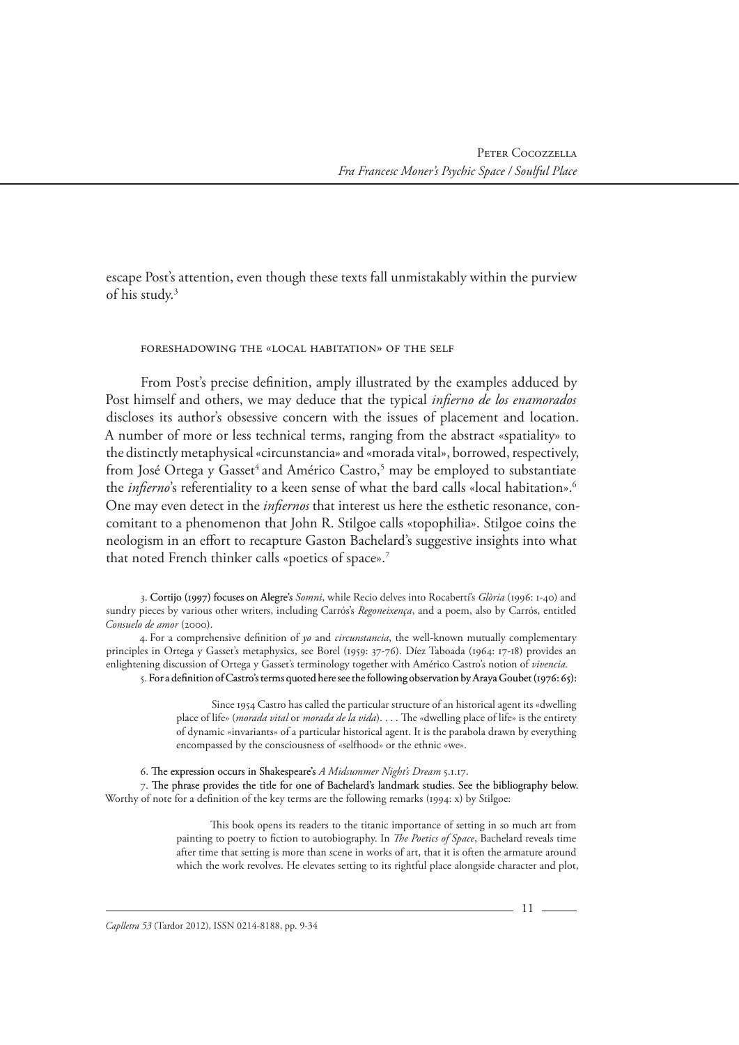escape Post's attention, even though these texts fall unmistakably within the purview of his study.[3]

### foreshadowing the «local habitation» of the self

From Post's precise definition, amply illustrated by the examples adduced by Post himself and others, we may deduce that the typical *infierno de los enamorados* discloses its author's obsessive concern with the issues of placement and location. A number of more or less technical terms, ranging from the abstract «spatiality» to the distinctly metaphysical «circunstancia» and «morada vital», borrowed, respectively, from José Ortega y Gasset[4] and Américo Castro,[5] may be employed to substantiate the *infierno*'s referentiality to a keen sense of what the bard calls «local habitation».[6] One may even detect in the *infiernos* that interest us here the esthetic resonance, concomitant to a phenomenon that John R. Stilgoe calls «topophilia». Stilgoe coins the neologism in an effort to recapture Gaston Bachelard's suggestive insights into what that noted French thinker calls «poetics of space».[7]

3. Cortijo (1997) focuses on Alegre's *Somni*, while Recio delves into Rocabertí's *Glòria* (1996: 1-40) and sundry pieces by various other writers, including Carrós's *Regoneixença*, and a poem, also by Carrós, entitled *Consuelo de amor* (2000).

4. For a comprehensive definition of *yo* and *circunstancia*, the well-known mutually complementary principles in Ortega y Gasset's metaphysics, see Borel (1959: 37-76). Díez Taboada (1964: 17-18) provides an enlightening discussion of Ortega y Gasset's terminology together with Américo Castro's notion of *vivencia.*

5. For a definition of Castro's terms quoted here see the following observation by Araya Goubet (1976: 65):

> Since 1954 Castro has called the particular structure of an historical agent its «dwelling place of life» (*morada vital* or *morada de la vida*). . . . The «dwelling place of life» is the entirety of dynamic «invariants» of a particular historical agent. It is the parabola drawn by everything encompassed by the consciousness of «selfhood» or the ethnic «we».

6. The expression occurs in Shakespeare's *A Midsummer Night's Dream* 5.1.17.

7. The phrase provides the title for one of Bachelard's landmark studies. See the bibliography below. Worthy of note for a definition of the key terms are the following remarks (1994: x) by Stilgoe:

> This book opens its readers to the titanic importance of setting in so much art from painting to poetry to fiction to autobiography. In *The Poetics of Space*, Bachelard reveals time after time that setting is more than scene in works of art, that it is often the armature around which the work revolves. He elevates setting to its rightful place alongside character and plot,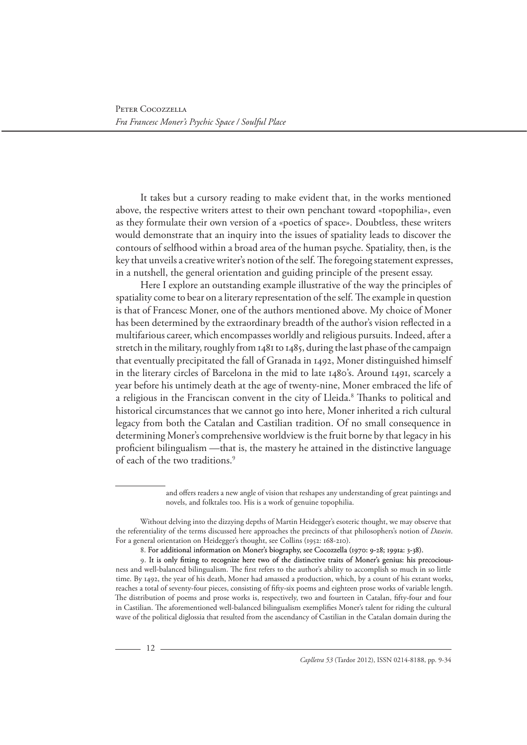It takes but a cursory reading to make evident that, in the works mentioned above, the respective writers attest to their own penchant toward «topophilia», even as they formulate their own version of a «poetics of space». Doubtless, these writers would demonstrate that an inquiry into the issues of spatiality leads to discover the contours of selfhood within a broad area of the human psyche. Spatiality, then, is the key that unveils a creative writer's notion of the self. The foregoing statement expresses, in a nutshell, the general orientation and guiding principle of the present essay.

Here I explore an outstanding example illustrative of the way the principles of spatiality come to bear on a literary representation of the self. The example in question is that of Francesc Moner, one of the authors mentioned above. My choice of Moner has been determined by the extraordinary breadth of the author's vision reflected in a multifarious career, which encompasses worldly and religious pursuits. Indeed, after a stretch in the military, roughly from 1481 to 1485, during the last phase of the campaign that eventually precipitated the fall of Granada in 1492, Moner distinguished himself in the literary circles of Barcelona in the mid to late 1480's. Around 1491, scarcely a year before his untimely death at the age of twenty-nine, Moner embraced the life of a religious in the Franciscan convent in the city of Lleida.[8] Thanks to political and historical circumstances that we cannot go into here, Moner inherited a rich cultural legacy from both the Catalan and Castilian tradition. Of no small consequence in determining Moner's comprehensive worldview is the fruit borne by that legacy in his proficient bilingualism —that is, the mastery he attained in the distinctive language of each of the two traditions.[9]

---

and offers readers a new angle of vision that reshapes any understanding of great paintings and novels, and folktales too. His is a work of genuine topophilia.

Without delving into the dizzying depths of Martin Heidegger's esoteric thought, we may observe that the referentiality of the terms discussed here approaches the precincts of that philosophers's notion of *Dasein*. For a general orientation on Heidegger's thought, see Collins (1952: 168-210).

8. For additional information on Moner's biography, see Cocozzella (1970: 9-28; 1991a: 3-38).

9. It is only fitting to recognize here two of the distinctive traits of Moner's genius: his precociousness and well-balanced bilingualism. The first refers to the author's ability to accomplish so much in so little time. By 1492, the year of his death, Moner had amassed a production, which, by a count of his extant works, reaches a total of seventy-four pieces, consisting of fifty-six poems and eighteen prose works of variable length. The distribution of poems and prose works is, respectively, two and fourteen in Catalan, fifty-four and four in Castilian. The aforementioned well-balanced bilingualism exemplifies Moner's talent for riding the cultural wave of the political diglossia that resulted from the ascendancy of Castilian in the Catalan domain during the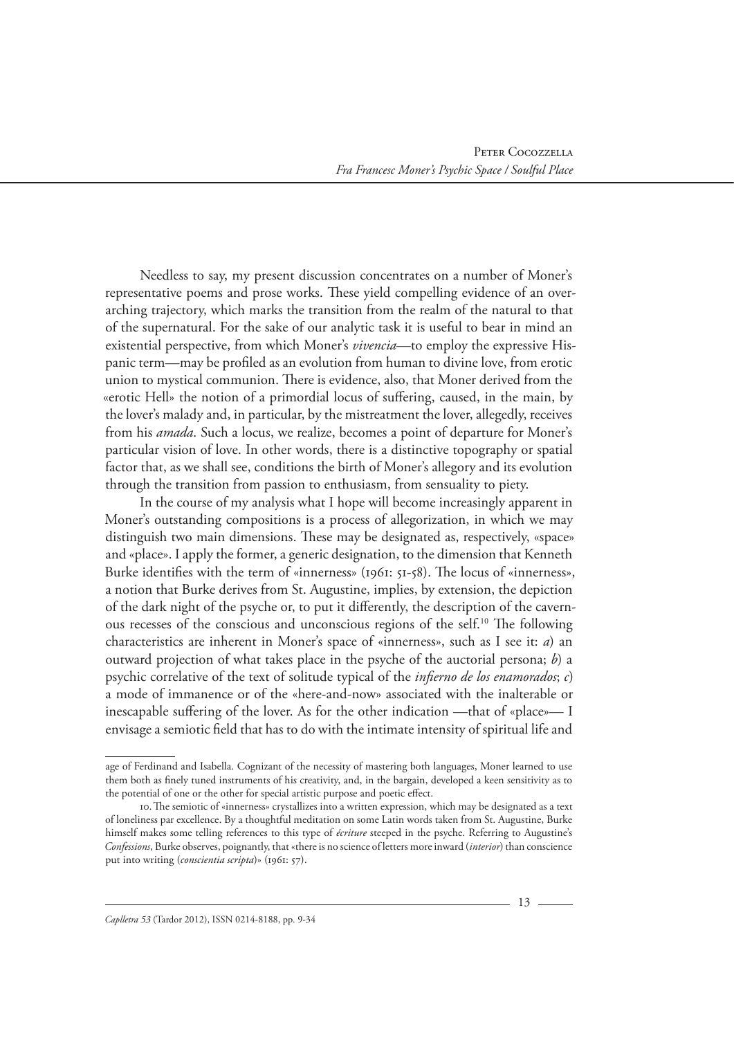Needless to say, my present discussion concentrates on a number of Moner's representative poems and prose works. These yield compelling evidence of an overarching trajectory, which marks the transition from the realm of the natural to that of the supernatural. For the sake of our analytic task it is useful to bear in mind an existential perspective, from which Moner's *vivencia*—to employ the expressive Hispanic term—may be profiled as an evolution from human to divine love, from erotic union to mystical communion. There is evidence, also, that Moner derived from the «erotic Hell» the notion of a primordial locus of suffering, caused, in the main, by the lover's malady and, in particular, by the mistreatment the lover, allegedly, receives from his *amada*. Such a locus, we realize, becomes a point of departure for Moner's particular vision of love. In other words, there is a distinctive topography or spatial factor that, as we shall see, conditions the birth of Moner's allegory and its evolution through the transition from passion to enthusiasm, from sensuality to piety.

In the course of my analysis what I hope will become increasingly apparent in Moner's outstanding compositions is a process of allegorization, in which we may distinguish two main dimensions. These may be designated as, respectively, «space» and «place». I apply the former, a generic designation, to the dimension that Kenneth Burke identifies with the term of «innerness» (1961: 51-58). The locus of «innerness», a notion that Burke derives from St. Augustine, implies, by extension, the depiction of the dark night of the psyche or, to put it differently, the description of the cavernous recesses of the conscious and unconscious regions of the self.[10] The following characteristics are inherent in Moner's space of «innerness», such as I see it: *a*) an outward projection of what takes place in the psyche of the auctorial persona; *b*) a psychic correlative of the text of solitude typical of the *infierno de los enamorados*; *c*) a mode of immanence or of the «here-and-now» associated with the inalterable or inescapable suffering of the lover. As for the other indication —that of «place»— I envisage a semiotic field that has to do with the intimate intensity of spiritual life and

---

age of Ferdinand and Isabella. Cognizant of the necessity of mastering both languages, Moner learned to use them both as finely tuned instruments of his creativity, and, in the bargain, developed a keen sensitivity as to the potential of one or the other for special artistic purpose and poetic effect.

10. The semiotic of «innerness» crystallizes into a written expression, which may be designated as a text of loneliness par excellence. By a thoughtful meditation on some Latin words taken from St. Augustine, Burke himself makes some telling references to this type of *écriture* steeped in the psyche. Referring to Augustine's *Confessions*, Burke observes, poignantly, that «there is no science of letters more inward (*interior*) than conscience put into writing (*conscientia scripta*)» (1961: 57).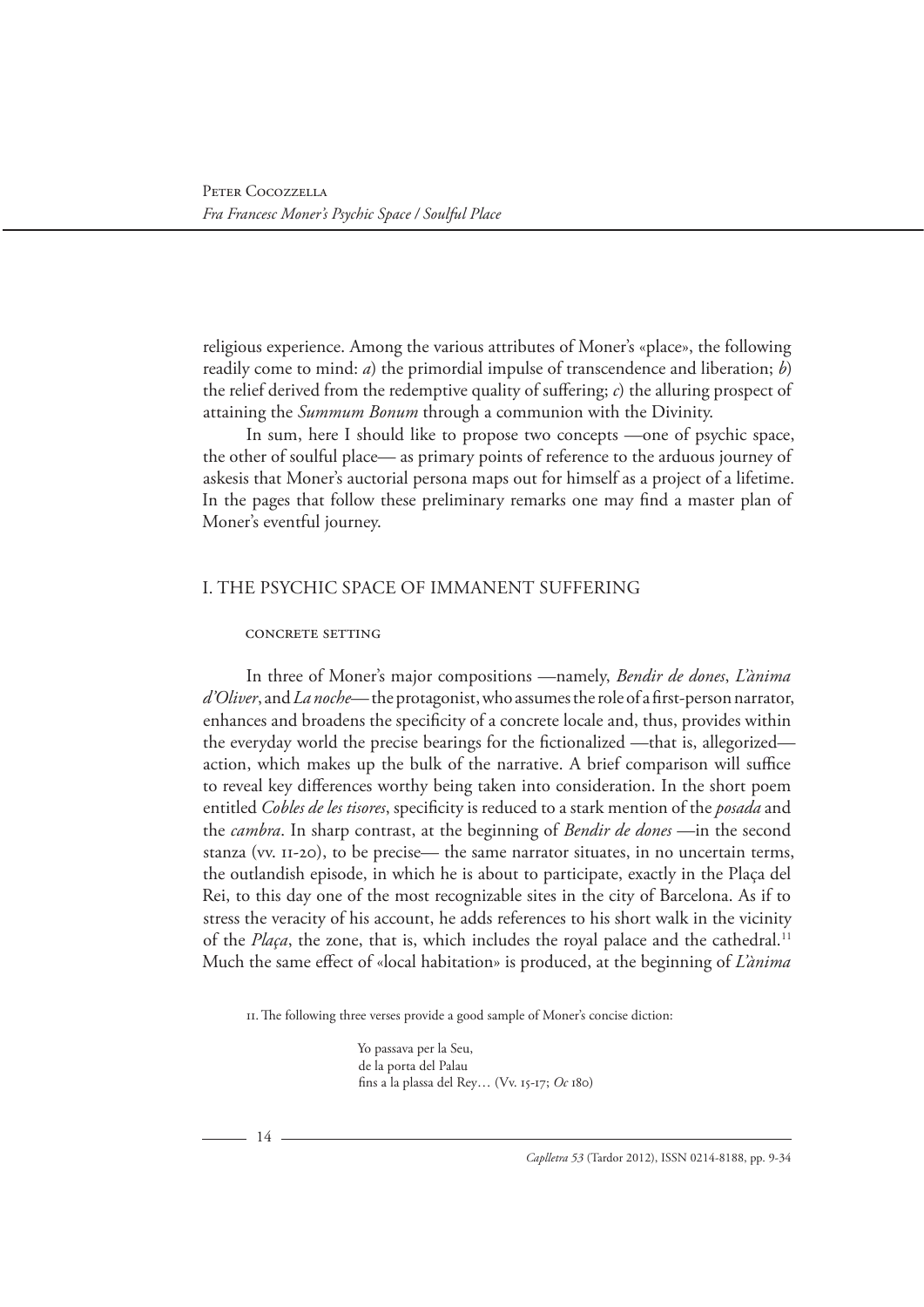religious experience. Among the various attributes of Moner's «place», the following readily come to mind: *a*) the primordial impulse of transcendence and liberation; *b*) the relief derived from the redemptive quality of suffering; *c*) the alluring prospect of attaining the *Summum Bonum* through a communion with the Divinity.

In sum, here I should like to propose two concepts —one of psychic space, the other of soulful place— as primary points of reference to the arduous journey of askesis that Moner's auctorial persona maps out for himself as a project of a lifetime. In the pages that follow these preliminary remarks one may find a master plan of Moner's eventful journey.

## I. THE PSYCHIC SPACE OF IMMANENT SUFFERING

### CONCRETE SETTING

In three of Moner's major compositions —namely, *Bendir de dones*, *L'ànima d'Oliver*, and *La noche*— the protagonist, who assumes the role of a first-person narrator, enhances and broadens the specificity of a concrete locale and, thus, provides within the everyday world the precise bearings for the fictionalized —that is, allegorized— action, which makes up the bulk of the narrative. A brief comparison will suffice to reveal key differences worthy being taken into consideration. In the short poem entitled *Cobles de les tisores*, specificity is reduced to a stark mention of the *posada* and the *cambra*. In sharp contrast, at the beginning of *Bendir de dones* —in the second stanza (vv. 11-20), to be precise— the same narrator situates, in no uncertain terms, the outlandish episode, in which he is about to participate, exactly in the Plaça del Rei, to this day one of the most recognizable sites in the city of Barcelona. As if to stress the veracity of his account, he adds references to his short walk in the vicinity of the *Plaça*, the zone, that is, which includes the royal palace and the cathedral.[11] Much the same effect of «local habitation» is produced, at the beginning of *L'ànima*

11. The following three verses provide a good sample of Moner's concise diction:

> Yo passava per la Seu,
> de la porta del Palau
> fins a la plassa del Rey… (Vv. 15-17; *Oc* 180)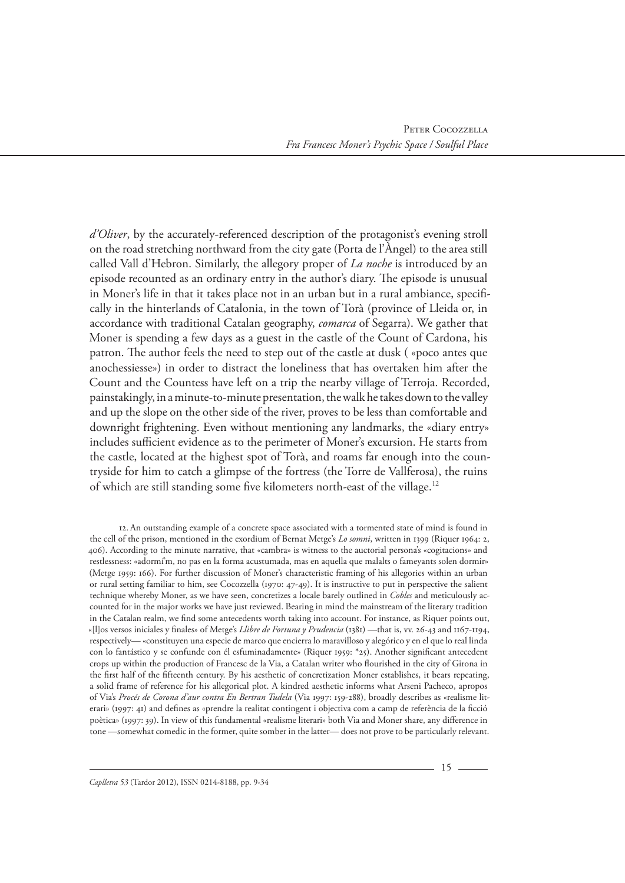*d'Oliver*, by the accurately-referenced description of the protagonist's evening stroll on the road stretching northward from the city gate (Porta de l'Àngel) to the area still called Vall d'Hebron. Similarly, the allegory proper of *La noche* is introduced by an episode recounted as an ordinary entry in the author's diary. The episode is unusual in Moner's life in that it takes place not in an urban but in a rural ambiance, specifically in the hinterlands of Catalonia, in the town of Torà (province of Lleida or, in accordance with traditional Catalan geography, *comarca* of Segarra). We gather that Moner is spending a few days as a guest in the castle of the Count of Cardona, his patron. The author feels the need to step out of the castle at dusk ( «poco antes que anochessiesse») in order to distract the loneliness that has overtaken him after the Count and the Countess have left on a trip the nearby village of Terroja. Recorded, painstakingly, in a minute-to-minute presentation, the walk he takes down to the valley and up the slope on the other side of the river, proves to be less than comfortable and downright frightening. Even without mentioning any landmarks, the «diary entry» includes sufficient evidence as to the perimeter of Moner's excursion. He starts from the castle, located at the highest spot of Torà, and roams far enough into the countryside for him to catch a glimpse of the fortress (the Torre de Vallferosa), the ruins of which are still standing some five kilometers north-east of the village.[12]

12. An outstanding example of a concrete space associated with a tormented state of mind is found in the cell of the prison, mentioned in the exordium of Bernat Metge's *Lo somni*, written in 1399 (Riquer 1964: 2, 406). According to the minute narrative, that «cambra» is witness to the auctorial persona's «cogitacions» and restlessness: «adormí'm, no pas en la forma acustumada, mas en aquella que malalts o fameyants solen dormir» (Metge 1959: 166). For further discussion of Moner's characteristic framing of his allegories within an urban or rural setting familiar to him, see Cocozzella (1970: 47-49). It is instructive to put in perspective the salient technique whereby Moner, as we have seen, concretizes a locale barely outlined in *Cobles* and meticulously accounted for in the major works we have just reviewed. Bearing in mind the mainstream of the literary tradition in the Catalan realm, we find some antecedents worth taking into account. For instance, as Riquer points out, «[l]os versos iniciales y finales» of Metge's *Llibre de Fortuna y Prudencia* (1381) —that is, vv. 26-43 and 1167-1194, respectively— «constituyen una especie de marco que encierra lo maravilloso y alegórico y en el que lo real linda con lo fantástico y se confunde con él esfuminadamente» (Riquer 1959: *25). Another significant antecedent crops up within the production of Francesc de la Via, a Catalan writer who flourished in the city of Girona in the first half of the fifteenth century. By his aesthetic of concretization Moner establishes, it bears repeating, a solid frame of reference for his allegorical plot. A kindred aesthetic informs what Arseni Pacheco, apropos of Via's *Procés de Corona d'aur contra En Bertran Tudela* (Via 1997: 159-288), broadly describes as «realisme literari» (1997: 41) and defines as «prendre la realitat contingent i objectiva com a camp de referència de la ficció poètica» (1997: 39). In view of this fundamental «realisme literari» both Via and Moner share, any difference in tone —somewhat comedic in the former, quite somber in the latter— does not prove to be particularly relevant.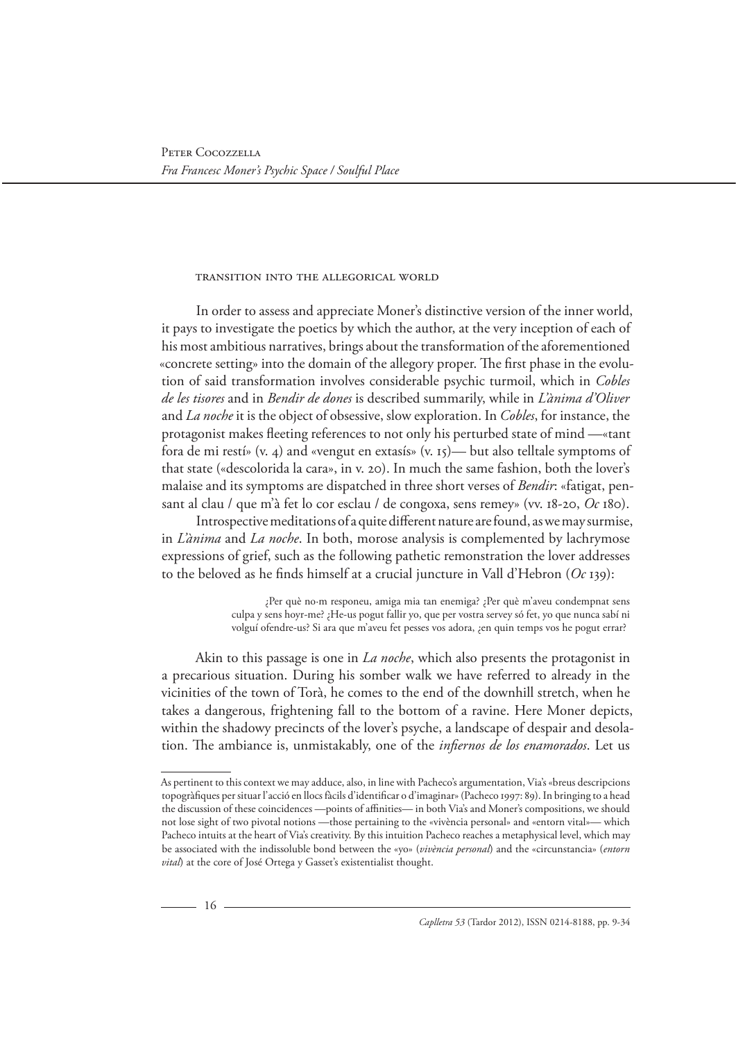### transition into the allegorical world

In order to assess and appreciate Moner's distinctive version of the inner world, it pays to investigate the poetics by which the author, at the very inception of each of his most ambitious narratives, brings about the transformation of the aforementioned «concrete setting» into the domain of the allegory proper. The first phase in the evolution of said transformation involves considerable psychic turmoil, which in *Cobles de les tisores* and in *Bendir de dones* is described summarily, while in *L'ànima d'Oliver* and *La noche* it is the object of obsessive, slow exploration. In *Cobles*, for instance, the protagonist makes fleeting references to not only his perturbed state of mind —«tant fora de mi restí» (v. 4) and «vengut en extasís» (v. 15)— but also telltale symptoms of that state («descolorida la cara», in v. 20). In much the same fashion, both the lover's malaise and its symptoms are dispatched in three short verses of *Bendir*: «fatigat, pensant al clau / que m'à fet lo cor esclau / de congoxa, sens remey» (vv. 18-20, *Oc* 180).

Introspective meditations of a quite different nature are found, as we may surmise, in *L'ànima* and *La noche*. In both, morose analysis is complemented by lachrymose expressions of grief, such as the following pathetic remonstration the lover addresses to the beloved as he finds himself at a crucial juncture in Vall d'Hebron (*Oc* 139):

> ¿Per què no·m responeu, amiga mia tan enemiga? ¿Per què m'aveu condempnat sens culpa y sens hoyr-me? ¿He-us pogut fallir yo, que per vostra servey só fet, yo que nunca sabí ni volguí ofendre-us? Si ara que m'aveu fet pesses vos adora, ¿en quin temps vos he pogut errar?

Akin to this passage is one in *La noche*, which also presents the protagonist in a precarious situation. During his somber walk we have referred to already in the vicinities of the town of Torà, he comes to the end of the downhill stretch, when he takes a dangerous, frightening fall to the bottom of a ravine. Here Moner depicts, within the shadowy precincts of the lover's psyche, a landscape of despair and desolation. The ambiance is, unmistakably, one of the *infiernos de los enamorados*. Let us

---

As pertinent to this context we may adduce, also, in line with Pacheco's argumentation, Via's «breus descripcions topogràfiques per situar l'acció en llocs fàcils d'identificar o d'imaginar» (Pacheco 1997: 89). In bringing to a head the discussion of these coincidences —points of affinities— in both Via's and Moner's compositions, we should not lose sight of two pivotal notions —those pertaining to the «vivència personal» and «entorn vital»— which Pacheco intuits at the heart of Via's creativity. By this intuition Pacheco reaches a metaphysical level, which may be associated with the indissoluble bond between the «yo» (*vivència personal*) and the «circunstancia» (*entorn vital*) at the core of José Ortega y Gasset's existentialist thought.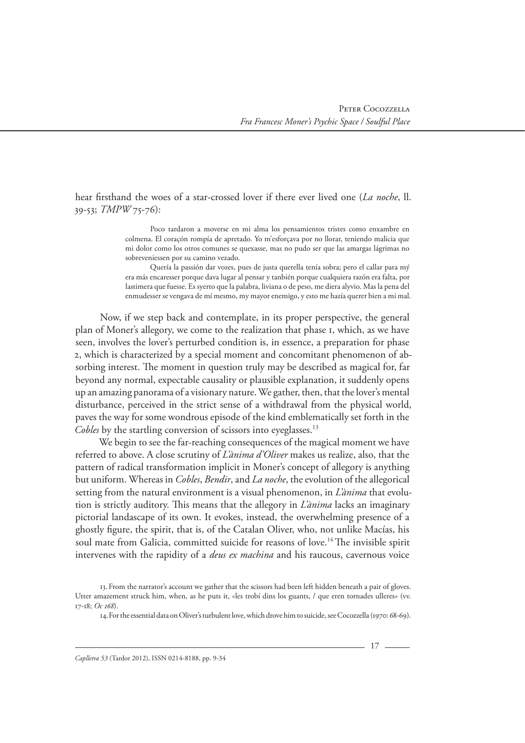hear firsthand the woes of a star-crossed lover if there ever lived one (*La noche*, ll. 39-53; *TMPW* 75-76):

> Poco tardaron a moverse en mi alma los pensamientos tristes como enxambre en colmena. El coraçón rompía de apretado. Yo m'esforçava por no llorar, teniendo malicia que mi dolor como los otros comunes se quexasse, mas no pudo ser que las amargas lágrimas no sobreveniessen por su camino vezado.
>
> Quería la passión dar vozes, pues de justa querella tenía sobra; pero el callar para mý era más encaresser porque dava lugar al pensar y tanbién porque cualquiera razón era falta, por lastimera que fuesse. Es syerto que la palabra, liviana o de peso, me diera alyvio. Mas la pena del enmudesser se vengava de mí mesmo, my mayor enemigo, y esto me hazía querer bien a mi mal.

Now, if we step back and contemplate, in its proper perspective, the general plan of Moner's allegory, we come to the realization that phase 1, which, as we have seen, involves the lover's perturbed condition is, in essence, a preparation for phase 2, which is characterized by a special moment and concomitant phenomenon of absorbing interest. The moment in question truly may be described as magical for, far beyond any normal, expectable causality or plausible explanation, it suddenly opens up an amazing panorama of a visionary nature. We gather, then, that the lover's mental disturbance, perceived in the strict sense of a withdrawal from the physical world, paves the way for some wondrous episode of the kind emblematically set forth in the *Cobles* by the startling conversion of scissors into eyeglasses.[13]

We begin to see the far-reaching consequences of the magical moment we have referred to above. A close scrutiny of *L'ànima d'Oliver* makes us realize, also, that the pattern of radical transformation implicit in Moner's concept of allegory is anything but uniform. Whereas in *Cobles*, *Bendir*, and *La noche*, the evolution of the allegorical setting from the natural environment is a visual phenomenon, in *L'ànima* that evolution is strictly auditory. This means that the allegory in *L'ànima* lacks an imaginary pictorial landscape of its own. It evokes, instead, the overwhelming presence of a ghostly figure, the spirit, that is, of the Catalan Oliver, who, not unlike Macías, his soul mate from Galicia, committed suicide for reasons of love.[14] The invisible spirit intervenes with the rapidity of a *deus ex machina* and his raucous, cavernous voice

13. From the narrator's account we gather that the scissors had been left hidden beneath a pair of gloves. Utter amazement struck him, when, as he puts it, «les trobí dins los guants, / que eren tornades ulleres» (vv. 17-18; *Oc 168*).

14. For the essential data on Oliver's turbulent love, which drove him to suicide, see Cocozzella (1970: 68-69).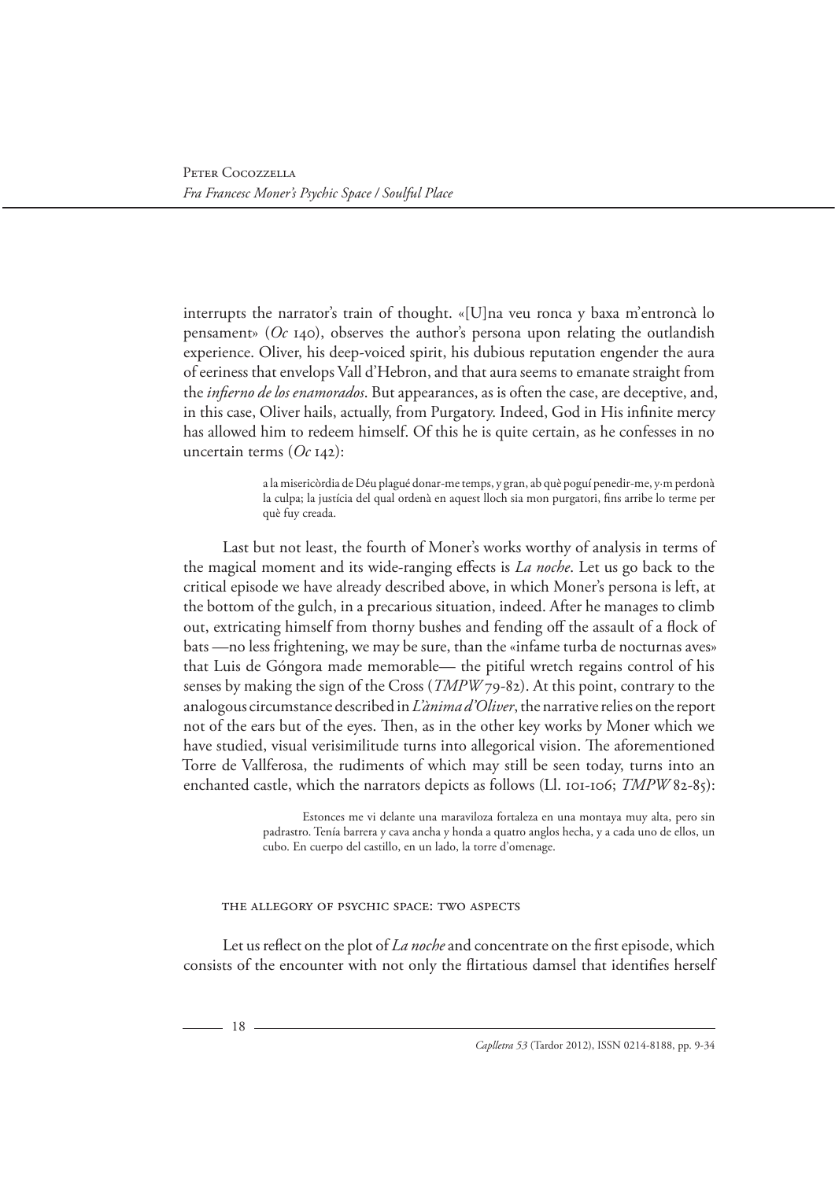interrupts the narrator's train of thought. «[U]na veu ronca y baxa m'entroncà lo pensament» (*Oc* 140), observes the author's persona upon relating the outlandish experience. Oliver, his deep-voiced spirit, his dubious reputation engender the aura of eeriness that envelops Vall d'Hebron, and that aura seems to emanate straight from the *infierno de los enamorados*. But appearances, as is often the case, are deceptive, and, in this case, Oliver hails, actually, from Purgatory. Indeed, God in His infinite mercy has allowed him to redeem himself. Of this he is quite certain, as he confesses in no uncertain terms (*Oc* 142):

> a la misericòrdia de Déu plagué donar-me temps, y gran, ab què poguí penedir-me, y·m perdonà la culpa; la justícia del qual ordenà en aquest lloch sia mon purgatori, fins arribe lo terme per què fuy creada.

Last but not least, the fourth of Moner's works worthy of analysis in terms of the magical moment and its wide-ranging effects is *La noche*. Let us go back to the critical episode we have already described above, in which Moner's persona is left, at the bottom of the gulch, in a precarious situation, indeed. After he manages to climb out, extricating himself from thorny bushes and fending off the assault of a flock of bats —no less frightening, we may be sure, than the «infame turba de nocturnas aves» that Luis de Góngora made memorable— the pitiful wretch regains control of his senses by making the sign of the Cross (*TMPW* 79-82). At this point, contrary to the analogous circumstance described in *L'ànima d'Oliver*, the narrative relies on the report not of the ears but of the eyes. Then, as in the other key works by Moner which we have studied, visual verisimilitude turns into allegorical vision. The aforementioned Torre de Vallferosa, the rudiments of which may still be seen today, turns into an enchanted castle, which the narrators depicts as follows (Ll. 101-106; *TMPW* 82-85):

> Estonces me vi delante una maraviloza fortaleza en una montaya muy alta, pero sin padrastro. Tenía barrera y cava ancha y honda a quatro anglos hecha, y a cada uno de ellos, un cubo. En cuerpo del castillo, en un lado, la torre d'omenage.

### THE ALLEGORY OF PSYCHIC SPACE: TWO ASPECTS

Let us reflect on the plot of *La noche* and concentrate on the first episode, which consists of the encounter with not only the flirtatious damsel that identifies herself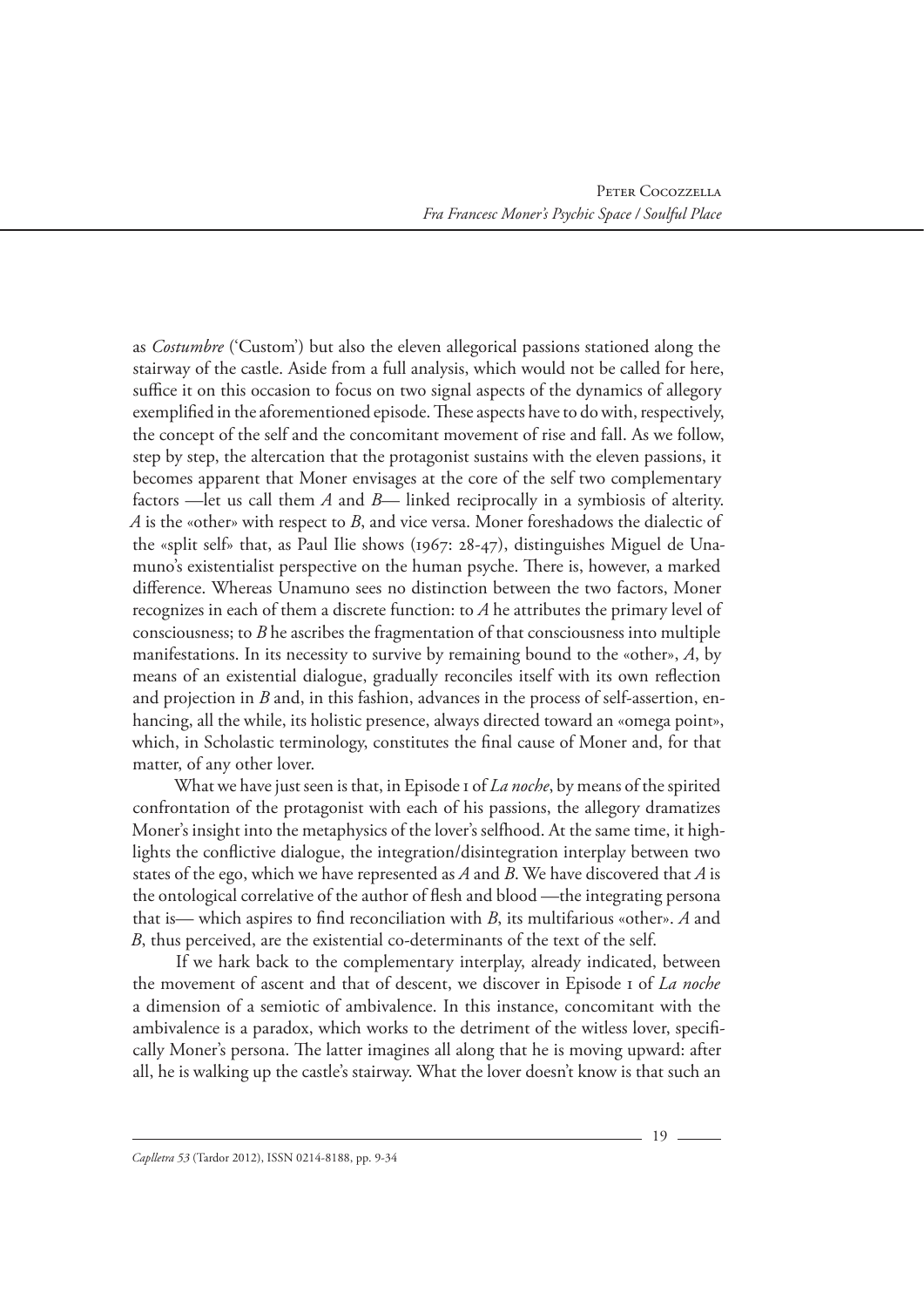as *Costumbre* ('Custom') but also the eleven allegorical passions stationed along the stairway of the castle. Aside from a full analysis, which would not be called for here, suffice it on this occasion to focus on two signal aspects of the dynamics of allegory exemplified in the aforementioned episode. These aspects have to do with, respectively, the concept of the self and the concomitant movement of rise and fall. As we follow, step by step, the altercation that the protagonist sustains with the eleven passions, it becomes apparent that Moner envisages at the core of the self two complementary factors —let us call them *A* and *B*— linked reciprocally in a symbiosis of alterity. *A* is the «other» with respect to *B*, and vice versa. Moner foreshadows the dialectic of the «split self» that, as Paul Ilie shows (1967: 28-47), distinguishes Miguel de Unamuno's existentialist perspective on the human psyche. There is, however, a marked difference. Whereas Unamuno sees no distinction between the two factors, Moner recognizes in each of them a discrete function: to *A* he attributes the primary level of consciousness; to *B* he ascribes the fragmentation of that consciousness into multiple manifestations. In its necessity to survive by remaining bound to the «other», *A*, by means of an existential dialogue, gradually reconciles itself with its own reflection and projection in *B* and, in this fashion, advances in the process of self-assertion, enhancing, all the while, its holistic presence, always directed toward an «omega point», which, in Scholastic terminology, constitutes the final cause of Moner and, for that matter, of any other lover.

What we have just seen is that, in Episode 1 of *La noche*, by means of the spirited confrontation of the protagonist with each of his passions, the allegory dramatizes Moner's insight into the metaphysics of the lover's selfhood. At the same time, it highlights the conflictive dialogue, the integration/disintegration interplay between two states of the ego, which we have represented as *A* and *B*. We have discovered that *A* is the ontological correlative of the author of flesh and blood —the integrating persona that is— which aspires to find reconciliation with *B*, its multifarious «other». *A* and *B*, thus perceived, are the existential co-determinants of the text of the self.

If we hark back to the complementary interplay, already indicated, between the movement of ascent and that of descent, we discover in Episode 1 of *La noche* a dimension of a semiotic of ambivalence. In this instance, concomitant with the ambivalence is a paradox, which works to the detriment of the witless lover, specifically Moner's persona. The latter imagines all along that he is moving upward: after all, he is walking up the castle's stairway. What the lover doesn't know is that such an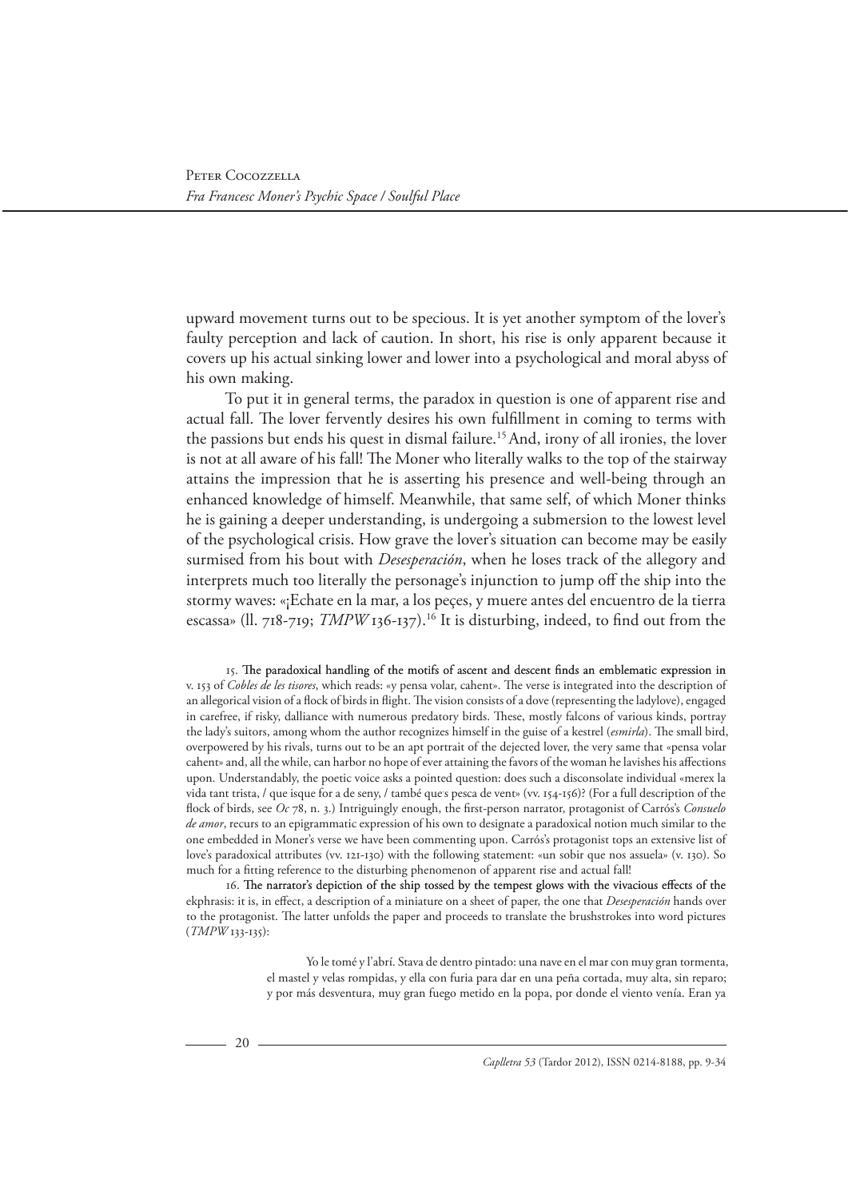upward movement turns out to be specious. It is yet another symptom of the lover's faulty perception and lack of caution. In short, his rise is only apparent because it covers up his actual sinking lower and lower into a psychological and moral abyss of his own making.

To put it in general terms, the paradox in question is one of apparent rise and actual fall. The lover fervently desires his own fulfillment in coming to terms with the passions but ends his quest in dismal failure.[15] And, irony of all ironies, the lover is not at all aware of his fall! The Moner who literally walks to the top of the stairway attains the impression that he is asserting his presence and well-being through an enhanced knowledge of himself. Meanwhile, that same self, of which Moner thinks he is gaining a deeper understanding, is undergoing a submersion to the lowest level of the psychological crisis. How grave the lover's situation can become may be easily surmised from his bout with *Desesperación*, when he loses track of the allegory and interprets much too literally the personage's injunction to jump off the ship into the stormy waves: «¡Echate en la mar, a los peçes, y muere antes del encuentro de la tierra escassa» (ll. 718-719; *TMPW* 136-137).[16] It is disturbing, indeed, to find out from the

15. The paradoxical handling of the motifs of ascent and descent finds an emblematic expression in v. 153 of *Cobles de les tisores*, which reads: «y pensa volar, cahent». The verse is integrated into the description of an allegorical vision of a flock of birds in flight. The vision consists of a dove (representing the ladylove), engaged in carefree, if risky, dalliance with numerous predatory birds. These, mostly falcons of various kinds, portray the lady's suitors, among whom the author recognizes himself in the guise of a kestrel (*esmirla*). The small bird, overpowered by his rivals, turns out to be an apt portrait of the dejected lover, the very same that «pensa volar cahent» and, all the while, can harbor no hope of ever attaining the favors of the woman he lavishes his affections upon. Understandably, the poetic voice asks a pointed question: does such a disconsolate individual «merex la vida tant trista, / que isque for a de seny, / també que·s pesca de vent» (vv. 154-156)? (For a full description of the flock of birds, see *Oc* 78, n. 3.) Intriguingly enough, the first-person narrator, protagonist of Carrós's *Consuelo de amor*, recurs to an epigrammatic expression of his own to designate a paradoxical notion much similar to the one embedded in Moner's verse we have been commenting upon. Carrós's protagonist tops an extensive list of love's paradoxical attributes (vv. 121-130) with the following statement: «un sobir que nos assuela» (v. 130). So much for a fitting reference to the disturbing phenomenon of apparent rise and actual fall!

16. The narrator's depiction of the ship tossed by the tempest glows with the vivacious effects of the ekphrasis: it is, in effect, a description of a miniature on a sheet of paper, the one that *Desesperación* hands over to the protagonist. The latter unfolds the paper and proceeds to translate the brushstrokes into word pictures (*TMPW* 133-135):

> Yo le tomé y l'abrí. Stava de dentro pintado: una nave en el mar con muy gran tormenta, el mastel y velas rompidas, y ella con furia para dar en una peña cortada, muy alta, sin reparo; y por más desventura, muy gran fuego metido en la popa, por donde el viento venía. Eran ya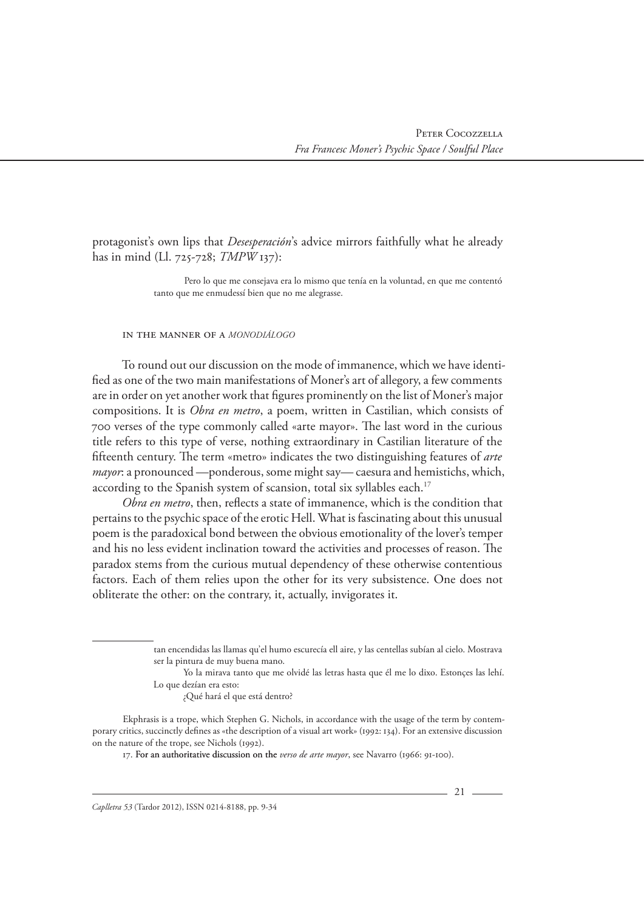protagonist's own lips that *Desesperación*'s advice mirrors faithfully what he already has in mind (Ll. 725-728; *TMPW* 137):

> Pero lo que me consejava era lo mismo que tenía en la voluntad, en que me contentó tanto que me enmudessí bien que no me alegrasse.

### IN THE MANNER OF A *MONODIÁLOGO*

To round out our discussion on the mode of immanence, which we have identified as one of the two main manifestations of Moner's art of allegory, a few comments are in order on yet another work that figures prominently on the list of Moner's major compositions. It is *Obra en metro*, a poem, written in Castilian, which consists of 700 verses of the type commonly called «arte mayor». The last word in the curious title refers to this type of verse, nothing extraordinary in Castilian literature of the fifteenth century. The term «metro» indicates the two distinguishing features of *arte mayor*: a pronounced —ponderous, some might say— caesura and hemistichs, which, according to the Spanish system of scansion, total six syllables each.[17]

*Obra en metro*, then, reflects a state of immanence, which is the condition that pertains to the psychic space of the erotic Hell. What is fascinating about this unusual poem is the paradoxical bond between the obvious emotionality of the lover's temper and his no less evident inclination toward the activities and processes of reason. The paradox stems from the curious mutual dependency of these otherwise contentious factors. Each of them relies upon the other for its very subsistence. One does not obliterate the other: on the contrary, it, actually, invigorates it.

---

> tan encendidas las llamas qu'el humo escurecía ell aire, y las centellas subían al cielo. Mostrava ser la pintura de muy buena mano.
>
> Yo la mirava tanto que me olvidé las letras hasta que él me lo dixo. Estonçes las lehí. Lo que dezían era esto:
>
> ¿Qué hará el que está dentro?

Ekphrasis is a trope, which Stephen G. Nichols, in accordance with the usage of the term by contemporary critics, succinctly defines as «the description of a visual art work» (1992: 134). For an extensive discussion on the nature of the trope, see Nichols (1992).

17. For an authoritative discussion on the *verso de arte mayor*, see Navarro (1966: 91-100).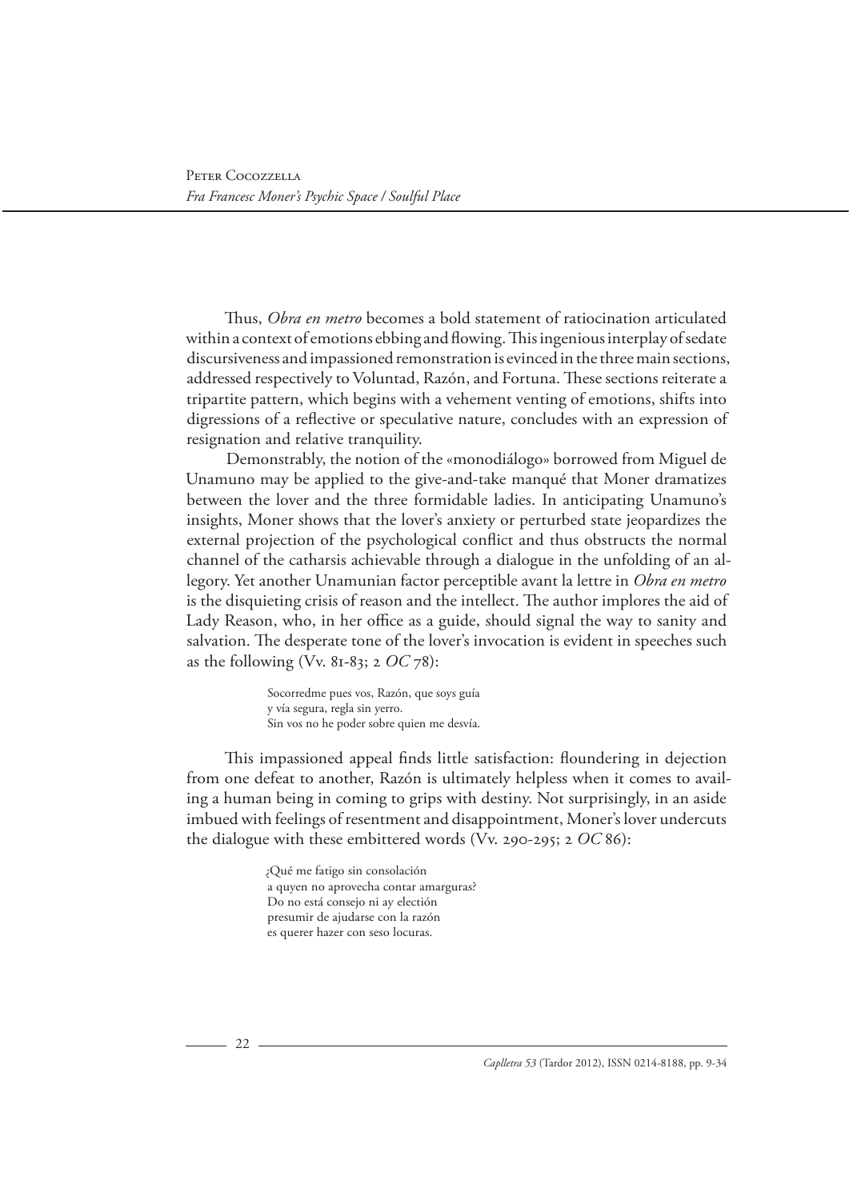Thus, *Obra en metro* becomes a bold statement of ratiocination articulated within a context of emotions ebbing and flowing. This ingenious interplay of sedate discursiveness and impassioned remonstration is evinced in the three main sections, addressed respectively to Voluntad, Razón, and Fortuna. These sections reiterate a tripartite pattern, which begins with a vehement venting of emotions, shifts into digressions of a reflective or speculative nature, concludes with an expression of resignation and relative tranquility.

Demonstrably, the notion of the «monodiálogo» borrowed from Miguel de Unamuno may be applied to the give-and-take manqué that Moner dramatizes between the lover and the three formidable ladies. In anticipating Unamuno's insights, Moner shows that the lover's anxiety or perturbed state jeopardizes the external projection of the psychological conflict and thus obstructs the normal channel of the catharsis achievable through a dialogue in the unfolding of an allegory. Yet another Unamunian factor perceptible avant la lettre in *Obra en metro* is the disquieting crisis of reason and the intellect. The author implores the aid of Lady Reason, who, in her office as a guide, should signal the way to sanity and salvation. The desperate tone of the lover's invocation is evident in speeches such as the following (Vv. 81-83; 2 *OC* 78):

> Socorredme pues vos, Razón, que soys guía
> y vía segura, regla sin yerro.
> Sin vos no he poder sobre quien me desvía.

This impassioned appeal finds little satisfaction: floundering in dejection from one defeat to another, Razón is ultimately helpless when it comes to availing a human being in coming to grips with destiny. Not surprisingly, in an aside imbued with feelings of resentment and disappointment, Moner's lover undercuts the dialogue with these embittered words (Vv. 290-295; 2 *OC* 86):

> ¿Qué me fatigo sin consolación
> a quyen no aprovecha contar amarguras?
> Do no está consejo ni ay elección
> presumir de ajudarse con la razón
> es querer hazer con seso locuras.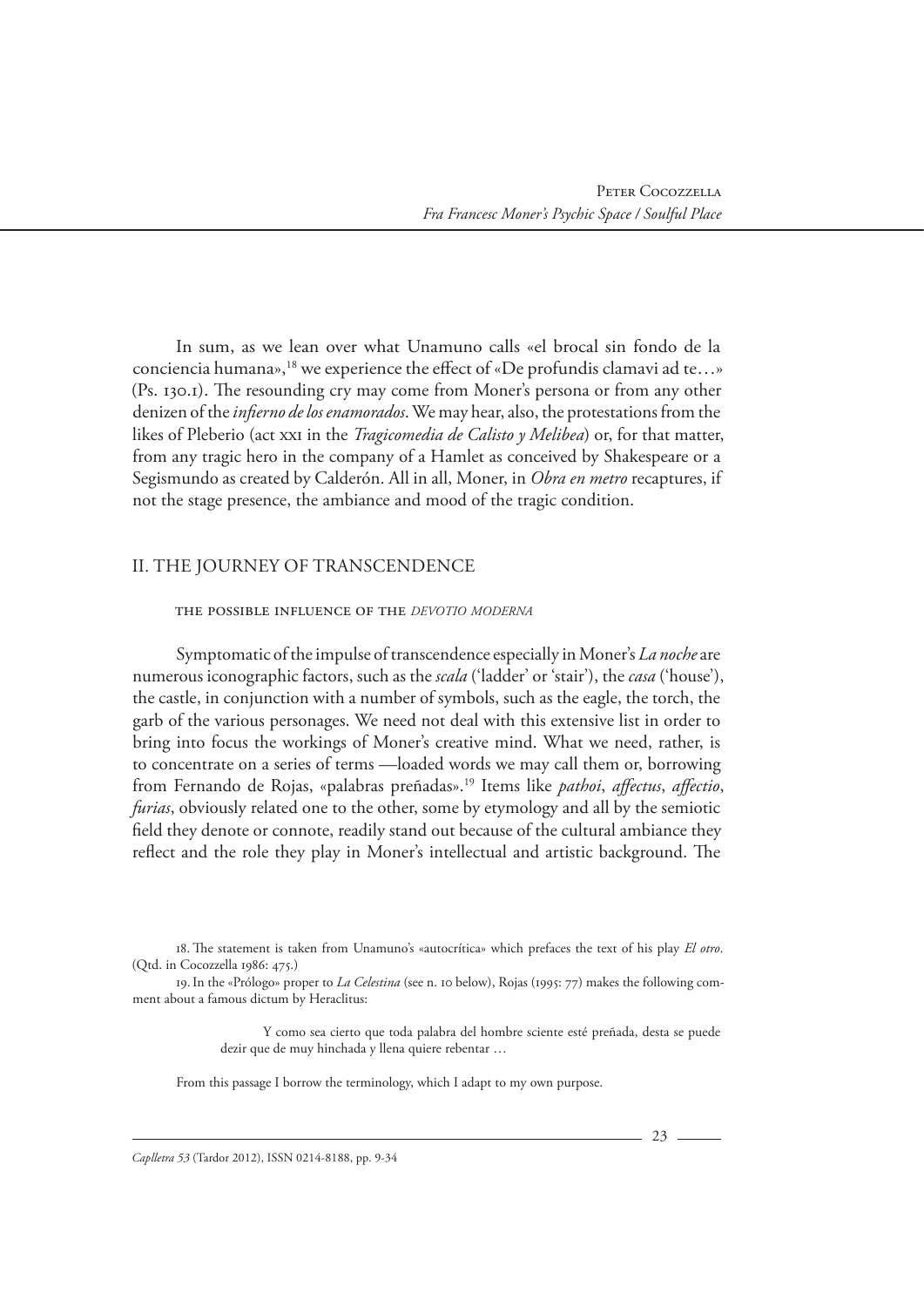In sum, as we lean over what Unamuno calls «el brocal sin fondo de la conciencia humana»,[18] we experience the effect of «De profundis clamavi ad te…» (Ps. 130.1). The resounding cry may come from Moner's persona or from any other denizen of the *infierno de los enamorados*. We may hear, also, the protestations from the likes of Pleberio (act XXI in the *Tragicomedia de Calisto y Melibea*) or, for that matter, from any tragic hero in the company of a Hamlet as conceived by Shakespeare or a Segismundo as created by Calderón. All in all, Moner, in *Obra en metro* recaptures, if not the stage presence, the ambiance and mood of the tragic condition.

## II. THE JOURNEY OF TRANSCENDENCE

### THE POSSIBLE INFLUENCE OF THE *DEVOTIO MODERNA*

Symptomatic of the impulse of transcendence especially in Moner's *La noche* are numerous iconographic factors, such as the *scala* ('ladder' or 'stair'), the *casa* ('house'), the castle, in conjunction with a number of symbols, such as the eagle, the torch, the garb of the various personages. We need not deal with this extensive list in order to bring into focus the workings of Moner's creative mind. What we need, rather, is to concentrate on a series of terms —loaded words we may call them or, borrowing from Fernando de Rojas, «palabras preñadas».[19] Items like *pathoi*, *affectus*, *affectio*, *furias*, obviously related one to the other, some by etymology and all by the semiotic field they denote or connote, readily stand out because of the cultural ambiance they reflect and the role they play in Moner's intellectual and artistic background. The

---

18. The statement is taken from Unamuno's «autocrítica» which prefaces the text of his play *El otro*. (Qtd. in Cocozzella 1986: 475.)

19. In the «Prólogo» proper to *La Celestina* (see n. 10 below), Rojas (1995: 77) makes the following comment about a famous dictum by Heraclitus:

> Y como sea cierto que toda palabra del hombre sciente esté preñada, desta se puede dezir que de muy hinchada y llena quiere rebentar …

From this passage I borrow the terminology, which I adapt to my own purpose.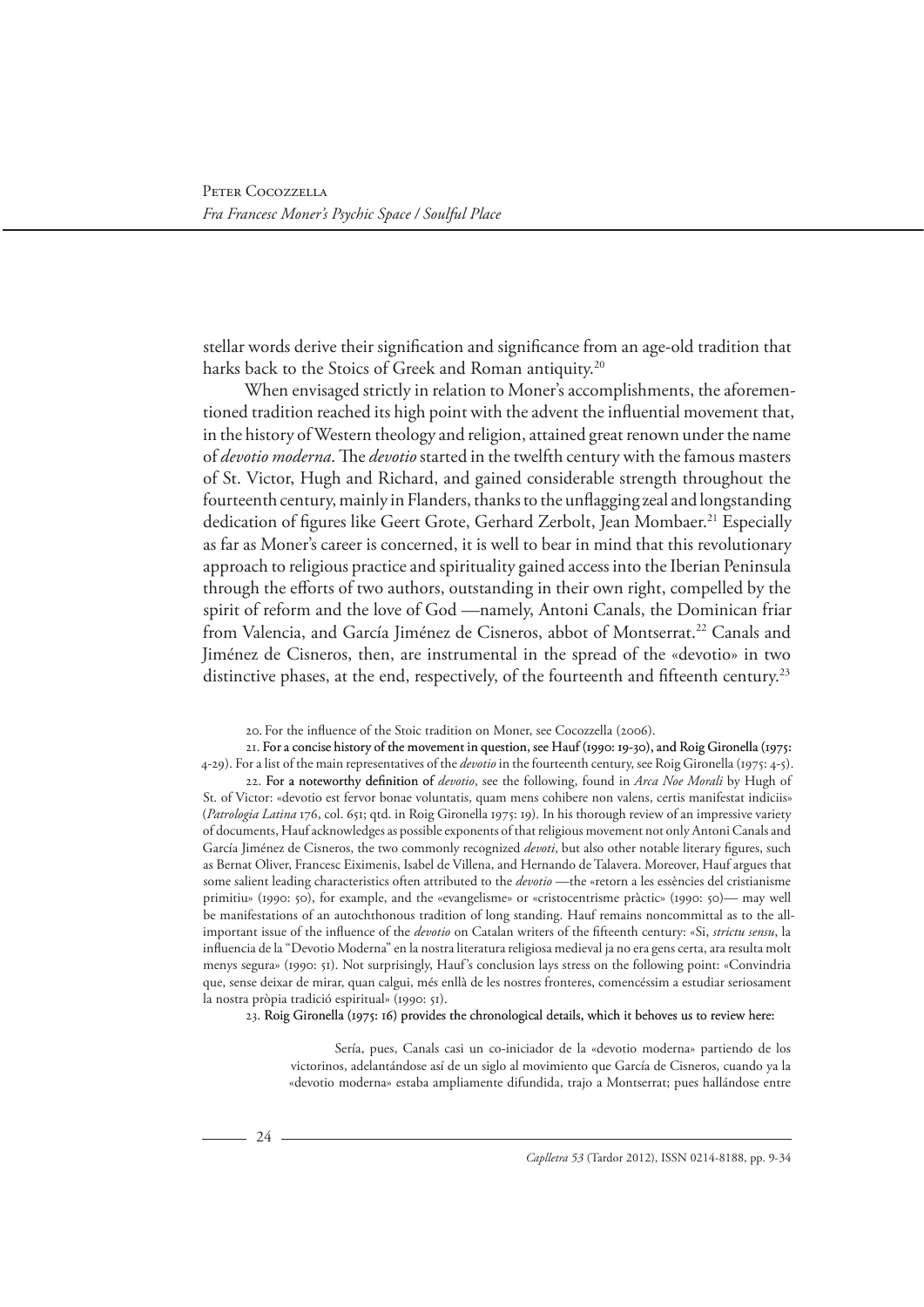stellar words derive their signification and significance from an age-old tradition that harks back to the Stoics of Greek and Roman antiquity.[20]

When envisaged strictly in relation to Moner's accomplishments, the aforementioned tradition reached its high point with the advent the influential movement that, in the history of Western theology and religion, attained great renown under the name of *devotio moderna*. The *devotio* started in the twelfth century with the famous masters of St. Victor, Hugh and Richard, and gained considerable strength throughout the fourteenth century, mainly in Flanders, thanks to the unflagging zeal and longstanding dedication of figures like Geert Grote, Gerhard Zerbolt, Jean Mombaer.[21] Especially as far as Moner's career is concerned, it is well to bear in mind that this revolutionary approach to religious practice and spirituality gained access into the Iberian Peninsula through the efforts of two authors, outstanding in their own right, compelled by the spirit of reform and the love of God —namely, Antoni Canals, the Dominican friar from Valencia, and García Jiménez de Cisneros, abbot of Montserrat.[22] Canals and Jiménez de Cisneros, then, are instrumental in the spread of the «devotio» in two distinctive phases, at the end, respectively, of the fourteenth and fifteenth century.[23]

20. For the influence of the Stoic tradition on Moner, see Cocozzella (2006).

21. For a concise history of the movement in question, see Hauf (1990: 19-30), and Roig Gironella (1975: 4-29). For a list of the main representatives of the *devotio* in the fourteenth century, see Roig Gironella (1975: 4-5).

22. For a noteworthy definition of *devotio*, see the following, found in *Arca Noe Morali* by Hugh of St. of Victor: «devotio est fervor bonae voluntatis, quam mens cohibere non valens, certis manifestat indiciis» (*Patrologia Latina* 176, col. 651; qtd. in Roig Gironella 1975: 19). In his thorough review of an impressive variety of documents, Hauf acknowledges as possible exponents of that religious movement not only Antoni Canals and García Jiménez de Cisneros, the two commonly recognized *devoti*, but also other notable literary figures, such as Bernat Oliver, Francesc Eiximenis, Isabel de Villena, and Hernando de Talavera. Moreover, Hauf argues that some salient leading characteristics often attributed to the *devotio* —the «retorn a les essències del cristianisme primitiu» (1990: 50), for example, and the «evangelisme» or «cristocentrisme pràctic» (1990: 50)— may well be manifestations of an autochthonous tradition of long standing. Hauf remains noncommittal as to the all-important issue of the influence of the *devotio* on Catalan writers of the fifteenth century: «Si, *strictu sensu*, la influencia de la "Devotio Moderna" en la nostra literatura religiosa medieval ja no era gens certa, ara resulta molt menys segura» (1990: 51). Not surprisingly, Hauf's conclusion lays stress on the following point: «Convindria que, sense deixar de mirar, quan calgui, més enllà de les nostres fronteres, comencéssim a estudiar seriosament la nostra pròpia tradició espiritual» (1990: 51).

23. Roig Gironella (1975: 16) provides the chronological details, which it behoves us to review here:

> Sería, pues, Canals casi un co-iniciador de la «devotio moderna» partiendo de los victorinos, adelantándose así de un siglo al movimiento que García de Cisneros, cuando ya la «devotio moderna» estaba ampliamente difundida, trajo a Montserrat; pues hallándose entre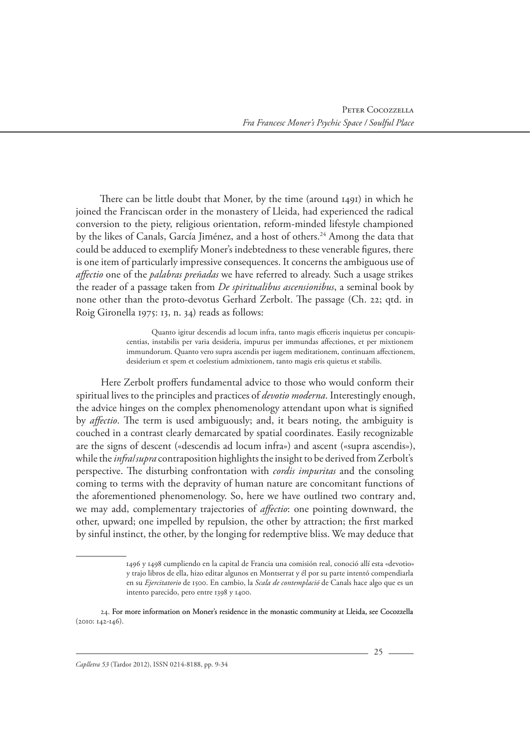There can be little doubt that Moner, by the time (around 1491) in which he joined the Franciscan order in the monastery of Lleida, had experienced the radical conversion to the piety, religious orientation, reform-minded lifestyle championed by the likes of Canals, García Jiménez, and a host of others.[24] Among the data that could be adduced to exemplify Moner's indebtedness to these venerable figures, there is one item of particularly impressive consequences. It concerns the ambiguous use of *affectio* one of the *palabras preñadas* we have referred to already. Such a usage strikes the reader of a passage taken from *De spiritualibus ascensionibus*, a seminal book by none other than the proto-devotus Gerhard Zerbolt. The passage (Ch. 22; qtd. in Roig Gironella 1975: 13, n. 34) reads as follows:

> Quanto igitur descendis ad locum infra, tanto magis efficeris inquietus per concupiscentias, instabilis per varia desideria, impurus per immundas affectiones, et per mixtionem immundorum. Quanto vero supra ascendis per iugem meditationem, continuam affectionem, desiderium et spem et coelestium admixtionem, tanto magis eris quietus et stabilis.

Here Zerbolt proffers fundamental advice to those who would conform their spiritual lives to the principles and practices of *devotio moderna*. Interestingly enough, the advice hinges on the complex phenomenology attendant upon what is signified by *affectio*. The term is used ambiguously; and, it bears noting, the ambiguity is couched in a contrast clearly demarcated by spatial coordinates. Easily recognizable are the signs of descent («descendis ad locum infra») and ascent («supra ascendis»), while the *infra/supra* contraposition highlights the insight to be derived from Zerbolt's perspective. The disturbing confrontation with *cordis impuritas* and the consoling coming to terms with the depravity of human nature are concomitant functions of the aforementioned phenomenology. So, here we have outlined two contrary and, we may add, complementary trajectories of *affectio*: one pointing downward, the other, upward; one impelled by repulsion, the other by attraction; the first marked by sinful instinct, the other, by the longing for redemptive bliss. We may deduce that

---

1496 y 1498 cumpliendo en la capital de Francia una comisión real, conoció allí esta «devotio» y trajo libros de ella, hizo editar algunos en Montserrat y él por su parte intentó compendiarla en su *Ejercitatorio* de 1500. En cambio, la *Scala de contemplació* de Canals hace algo que es un intento parecido, pero entre 1398 y 1400.

24. For more information on Moner's residence in the monastic community at Lleida, see Cocozzella (2010: 142-146).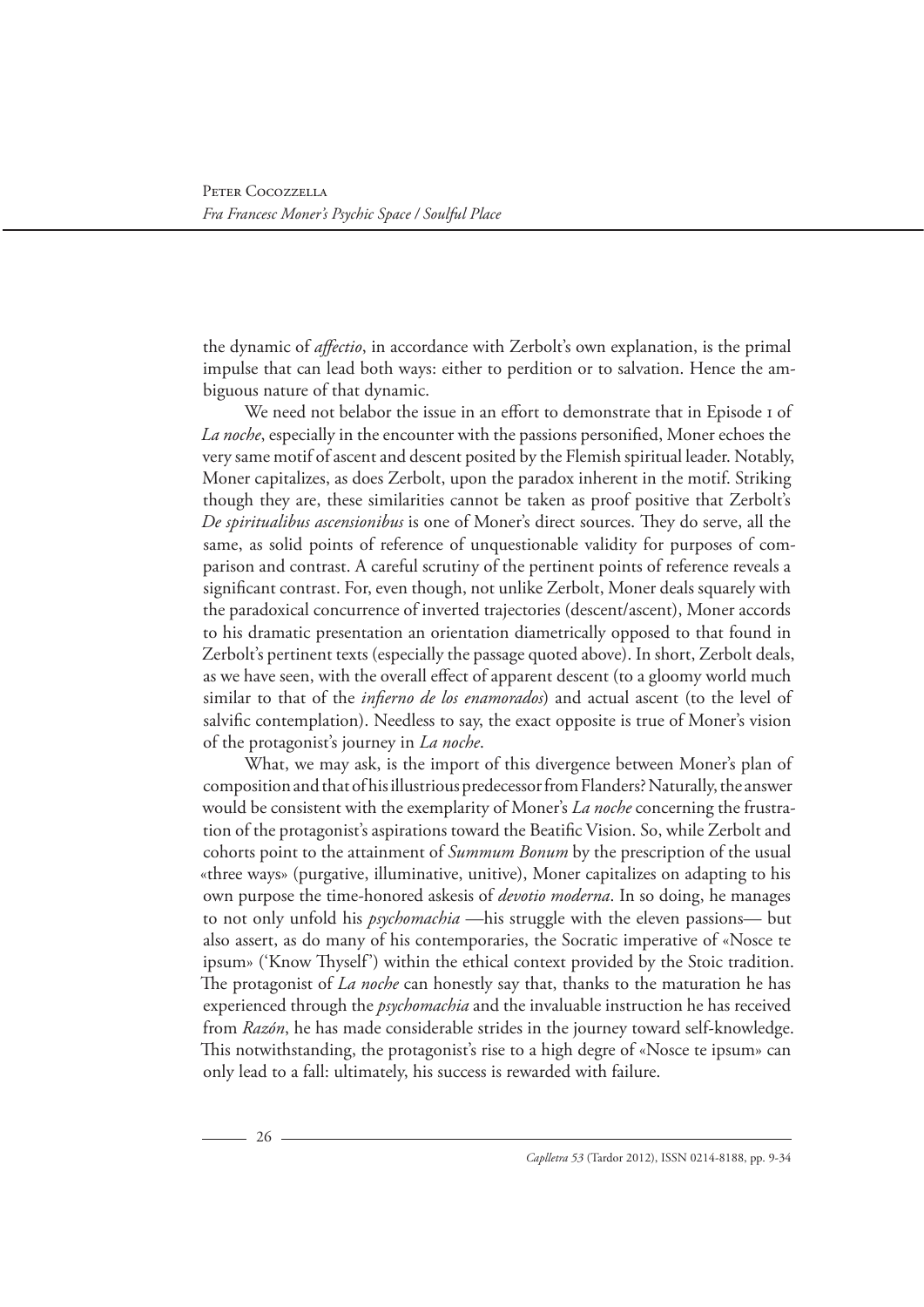the dynamic of *affectio*, in accordance with Zerbolt's own explanation, is the primal impulse that can lead both ways: either to perdition or to salvation. Hence the ambiguous nature of that dynamic.

We need not belabor the issue in an effort to demonstrate that in Episode 1 of *La noche*, especially in the encounter with the passions personified, Moner echoes the very same motif of ascent and descent posited by the Flemish spiritual leader. Notably, Moner capitalizes, as does Zerbolt, upon the paradox inherent in the motif. Striking though they are, these similarities cannot be taken as proof positive that Zerbolt's *De spiritualibus ascensionibus* is one of Moner's direct sources. They do serve, all the same, as solid points of reference of unquestionable validity for purposes of comparison and contrast. A careful scrutiny of the pertinent points of reference reveals a significant contrast. For, even though, not unlike Zerbolt, Moner deals squarely with the paradoxical concurrence of inverted trajectories (descent/ascent), Moner accords to his dramatic presentation an orientation diametrically opposed to that found in Zerbolt's pertinent texts (especially the passage quoted above). In short, Zerbolt deals, as we have seen, with the overall effect of apparent descent (to a gloomy world much similar to that of the *infierno de los enamorados*) and actual ascent (to the level of salvific contemplation). Needless to say, the exact opposite is true of Moner's vision of the protagonist's journey in *La noche*.

What, we may ask, is the import of this divergence between Moner's plan of composition and that of his illustrious predecessor from Flanders? Naturally, the answer would be consistent with the exemplarity of Moner's *La noche* concerning the frustration of the protagonist's aspirations toward the Beatific Vision. So, while Zerbolt and cohorts point to the attainment of *Summum Bonum* by the prescription of the usual «three ways» (purgative, illuminative, unitive), Moner capitalizes on adapting to his own purpose the time-honored askesis of *devotio moderna*. In so doing, he manages to not only unfold his *psychomachia* —his struggle with the eleven passions— but also assert, as do many of his contemporaries, the Socratic imperative of «Nosce te ipsum» ('Know Thyself') within the ethical context provided by the Stoic tradition. The protagonist of *La noche* can honestly say that, thanks to the maturation he has experienced through the *psychomachia* and the invaluable instruction he has received from *Razón*, he has made considerable strides in the journey toward self-knowledge. This notwithstanding, the protagonist's rise to a high degree of «Nosce te ipsum» can only lead to a fall: ultimately, his success is rewarded with failure.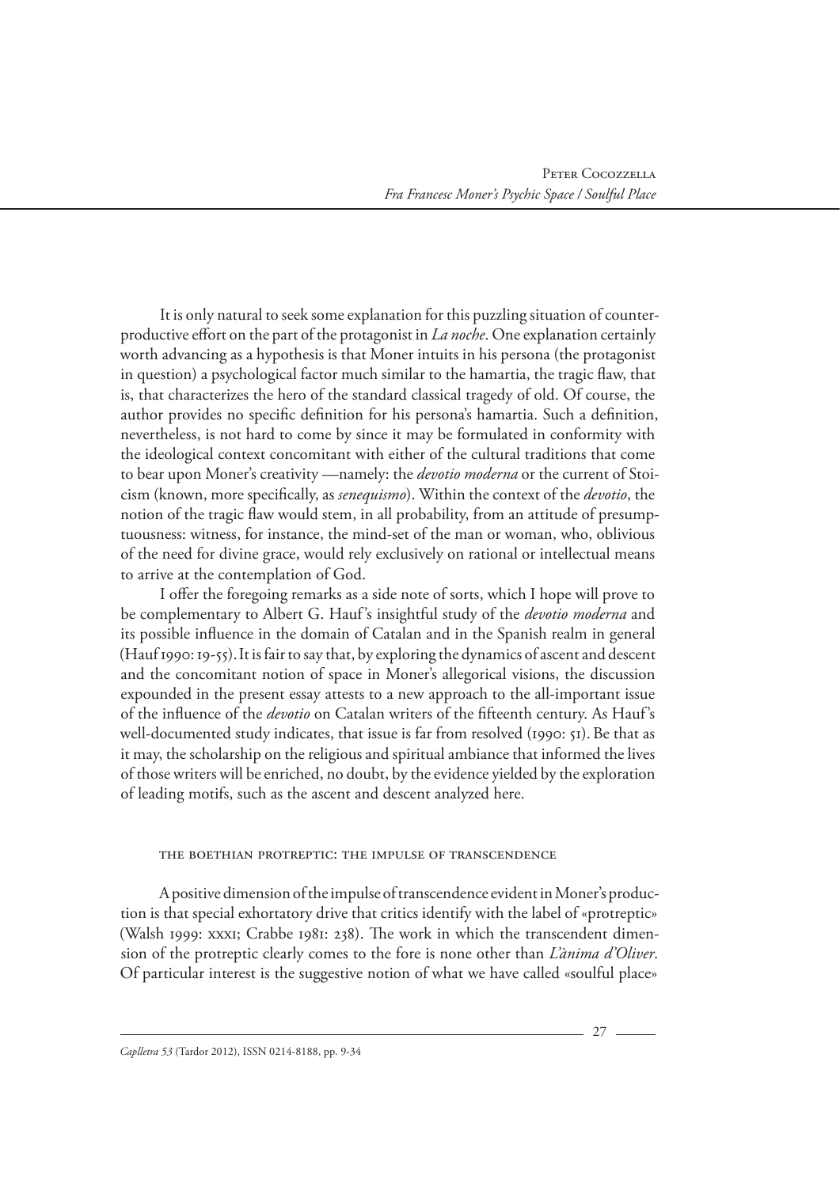It is only natural to seek some explanation for this puzzling situation of counterproductive effort on the part of the protagonist in *La noche*. One explanation certainly worth advancing as a hypothesis is that Moner intuits in his persona (the protagonist in question) a psychological factor much similar to the hamartia, the tragic flaw, that is, that characterizes the hero of the standard classical tragedy of old. Of course, the author provides no specific definition for his persona's hamartia. Such a definition, nevertheless, is not hard to come by since it may be formulated in conformity with the ideological context concomitant with either of the cultural traditions that come to bear upon Moner's creativity —namely: the *devotio moderna* or the current of Stoicism (known, more specifically, as *senequismo*). Within the context of the *devotio*, the notion of the tragic flaw would stem, in all probability, from an attitude of presumptuousness: witness, for instance, the mind-set of the man or woman, who, oblivious of the need for divine grace, would rely exclusively on rational or intellectual means to arrive at the contemplation of God.

I offer the foregoing remarks as a side note of sorts, which I hope will prove to be complementary to Albert G. Hauf's insightful study of the *devotio moderna* and its possible influence in the domain of Catalan and in the Spanish realm in general (Hauf 1990: 19-55). It is fair to say that, by exploring the dynamics of ascent and descent and the concomitant notion of space in Moner's allegorical visions, the discussion expounded in the present essay attests to a new approach to the all-important issue of the influence of the *devotio* on Catalan writers of the fifteenth century. As Hauf's well-documented study indicates, that issue is far from resolved (1990: 51). Be that as it may, the scholarship on the religious and spiritual ambiance that informed the lives of those writers will be enriched, no doubt, by the evidence yielded by the exploration of leading motifs, such as the ascent and descent analyzed here.

## THE BOETHIAN PROTREPTIC: THE IMPULSE OF TRANSCENDENCE

A positive dimension of the impulse of transcendence evident in Moner's production is that special exhortatory drive that critics identify with the label of «protreptic» (Walsh 1999: xxxi; Crabbe 1981: 238). The work in which the transcendent dimension of the protreptic clearly comes to the fore is none other than *L'ànima d'Oliver*. Of particular interest is the suggestive notion of what we have called «soulful place»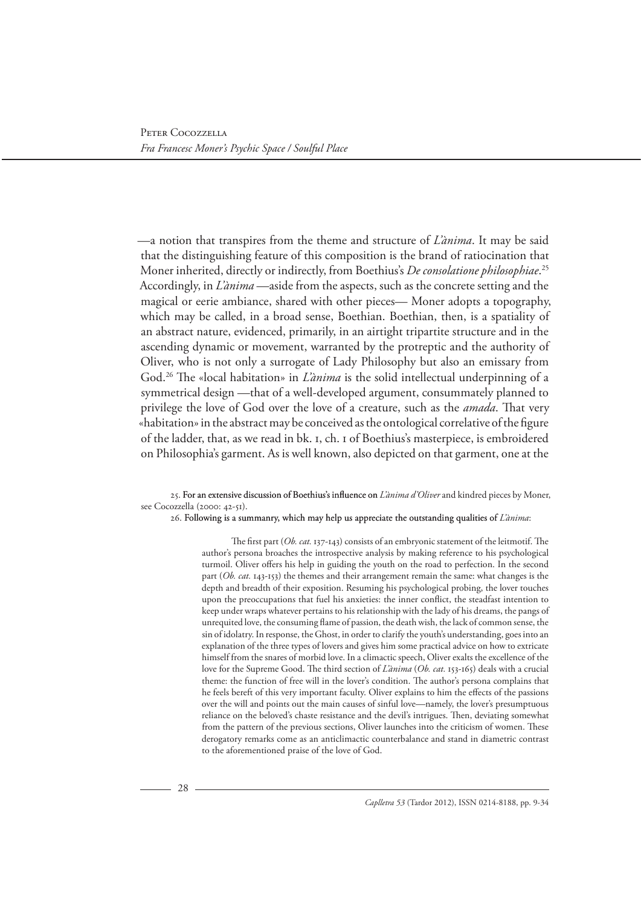—a notion that transpires from the theme and structure of *L'ànima*. It may be said that the distinguishing feature of this composition is the brand of ratiocination that Moner inherited, directly or indirectly, from Boethius's *De consolatione philosophiae*.[25] Accordingly, in *L'ànima* —aside from the aspects, such as the concrete setting and the magical or eerie ambiance, shared with other pieces— Moner adopts a topography, which may be called, in a broad sense, Boethian. Boethian, then, is a spatiality of an abstract nature, evidenced, primarily, in an airtight tripartite structure and in the ascending dynamic or movement, warranted by the protreptic and the authority of Oliver, who is not only a surrogate of Lady Philosophy but also an emissary from God.[26] The «local habitation» in *L'ànima* is the solid intellectual underpinning of a symmetrical design —that of a well-developed argument, consummately planned to privilege the love of God over the love of a creature, such as the *amada*. That very «habitation» in the abstract may be conceived as the ontological correlative of the figure of the ladder, that, as we read in bk. 1, ch. 1 of Boethius's masterpiece, is embroidered on Philosophia's garment. As is well known, also depicted on that garment, one at the

25. For an extensive discussion of Boethius's influence on *L'ànima d'Oliver* and kindred pieces by Moner, see Cocozzella (2000: 42-51).

26. Following is a summanry, which may help us appreciate the outstanding qualities of *L'ànima*:

> The first part (*Ob. cat.* 137-143) consists of an embryonic statement of the leitmotif. The author's persona broaches the introspective analysis by making reference to his psychological turmoil. Oliver offers his help in guiding the youth on the road to perfection. In the second part (*Ob. cat.* 143-153) the themes and their arrangement remain the same: what changes is the depth and breadth of their exposition. Resuming his psychological probing, the lover touches upon the preoccupations that fuel his anxieties: the inner conflict, the steadfast intention to keep under wraps whatever pertains to his relationship with the lady of his dreams, the pangs of unrequited love, the consuming flame of passion, the death wish, the lack of common sense, the sin of idolatry. In response, the Ghost, in order to clarify the youth's understanding, goes into an explanation of the three types of lovers and gives him some practical advice on how to extricate himself from the snares of morbid love. In a climactic speech, Oliver exalts the excellence of the love for the Supreme Good. The third section of *L'ànima* (*Ob. cat.* 153-165) deals with a crucial theme: the function of free will in the lover's condition. The author's persona complains that he feels bereft of this very important faculty. Oliver explains to him the effects of the passions over the will and points out the main causes of sinful love—namely, the lover's presumptuous reliance on the beloved's chaste resistance and the devil's intrigues. Then, deviating somewhat from the pattern of the previous sections, Oliver launches into the criticism of women. These derogatory remarks come as an anticlimactic counterbalance and stand in diametric contrast to the aforementioned praise of the love of God.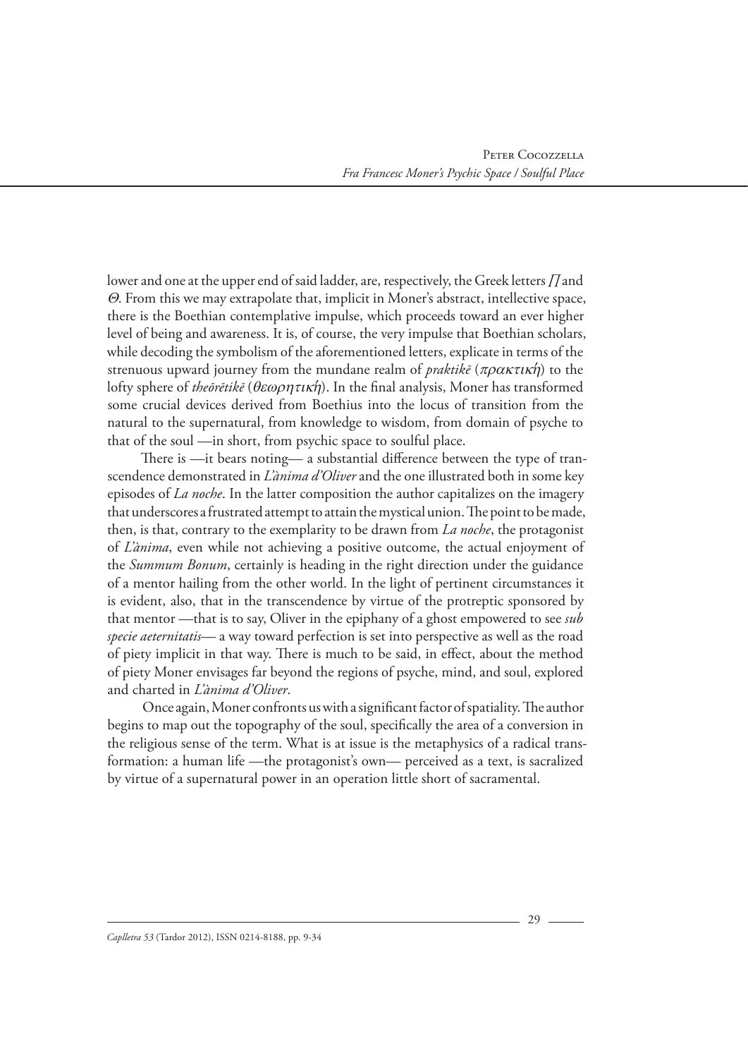lower and one at the upper end of said ladder, are, respectively, the Greek letters *Π* and *Θ*. From this we may extrapolate that, implicit in Moner's abstract, intellective space, there is the Boethian contemplative impulse, which proceeds toward an ever higher level of being and awareness. It is, of course, the very impulse that Boethian scholars, while decoding the symbolism of the aforementioned letters, explicate in terms of the strenuous upward journey from the mundane realm of *praktikē* (*πρακτική*) to the lofty sphere of *theōrētikē* (*θεωρητική*). In the final analysis, Moner has transformed some crucial devices derived from Boethius into the locus of transition from the natural to the supernatural, from knowledge to wisdom, from domain of psyche to that of the soul —in short, from psychic space to soulful place.

There is —it bears noting— a substantial difference between the type of transcendence demonstrated in *L'ànima d'Oliver* and the one illustrated both in some key episodes of *La noche*. In the latter composition the author capitalizes on the imagery that underscores a frustrated attempt to attain the mystical union. The point to be made, then, is that, contrary to the exemplarity to be drawn from *La noche*, the protagonist of *L'ànima*, even while not achieving a positive outcome, the actual enjoyment of the *Summum Bonum*, certainly is heading in the right direction under the guidance of a mentor hailing from the other world. In the light of pertinent circumstances it is evident, also, that in the transcendence by virtue of the protreptic sponsored by that mentor —that is to say, Oliver in the epiphany of a ghost empowered to see *sub specie aeternitatis*— a way toward perfection is set into perspective as well as the road of piety implicit in that way. There is much to be said, in effect, about the method of piety Moner envisages far beyond the regions of psyche, mind, and soul, explored and charted in *L'ànima d'Oliver*.

Once again, Moner confronts us with a significant factor of spatiality. The author begins to map out the topography of the soul, specifically the area of a conversion in the religious sense of the term. What is at issue is the metaphysics of a radical transformation: a human life —the protagonist's own— perceived as a text, is sacralized by virtue of a supernatural power in an operation little short of sacramental.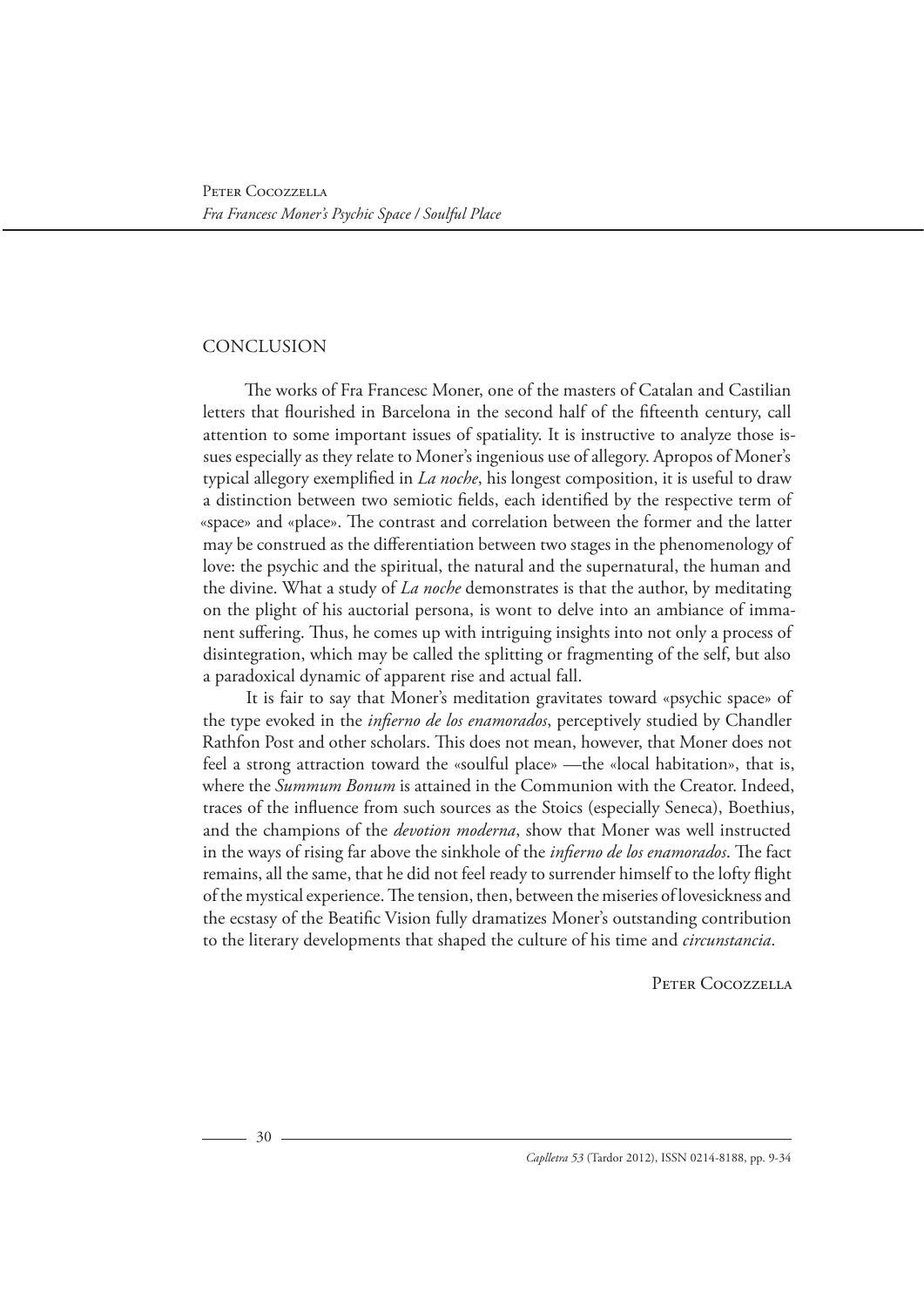## CONCLUSION

The works of Fra Francesc Moner, one of the masters of Catalan and Castilian letters that flourished in Barcelona in the second half of the fifteenth century, call attention to some important issues of spatiality. It is instructive to analyze those issues especially as they relate to Moner's ingenious use of allegory. Apropos of Moner's typical allegory exemplified in *La noche*, his longest composition, it is useful to draw a distinction between two semiotic fields, each identified by the respective term of «space» and «place». The contrast and correlation between the former and the latter may be construed as the differentiation between two stages in the phenomenology of love: the psychic and the spiritual, the natural and the supernatural, the human and the divine. What a study of *La noche* demonstrates is that the author, by meditating on the plight of his auctorial persona, is wont to delve into an ambiance of immanent suffering. Thus, he comes up with intriguing insights into not only a process of disintegration, which may be called the splitting or fragmenting of the self, but also a paradoxical dynamic of apparent rise and actual fall.

It is fair to say that Moner's meditation gravitates toward «psychic space» of the type evoked in the *infierno de los enamorados*, perceptively studied by Chandler Rathfon Post and other scholars. This does not mean, however, that Moner does not feel a strong attraction toward the «soulful place» —the «local habitation», that is, where the *Summum Bonum* is attained in the Communion with the Creator. Indeed, traces of the influence from such sources as the Stoics (especially Seneca), Boethius, and the champions of the *devotion moderna*, show that Moner was well instructed in the ways of rising far above the sinkhole of the *infierno de los enamorados*. The fact remains, all the same, that he did not feel ready to surrender himself to the lofty flight of the mystical experience. The tension, then, between the miseries of lovesickness and the ecstasy of the Beatific Vision fully dramatizes Moner's outstanding contribution to the literary developments that shaped the culture of his time and *circunstancia*.

Peter Cocozzella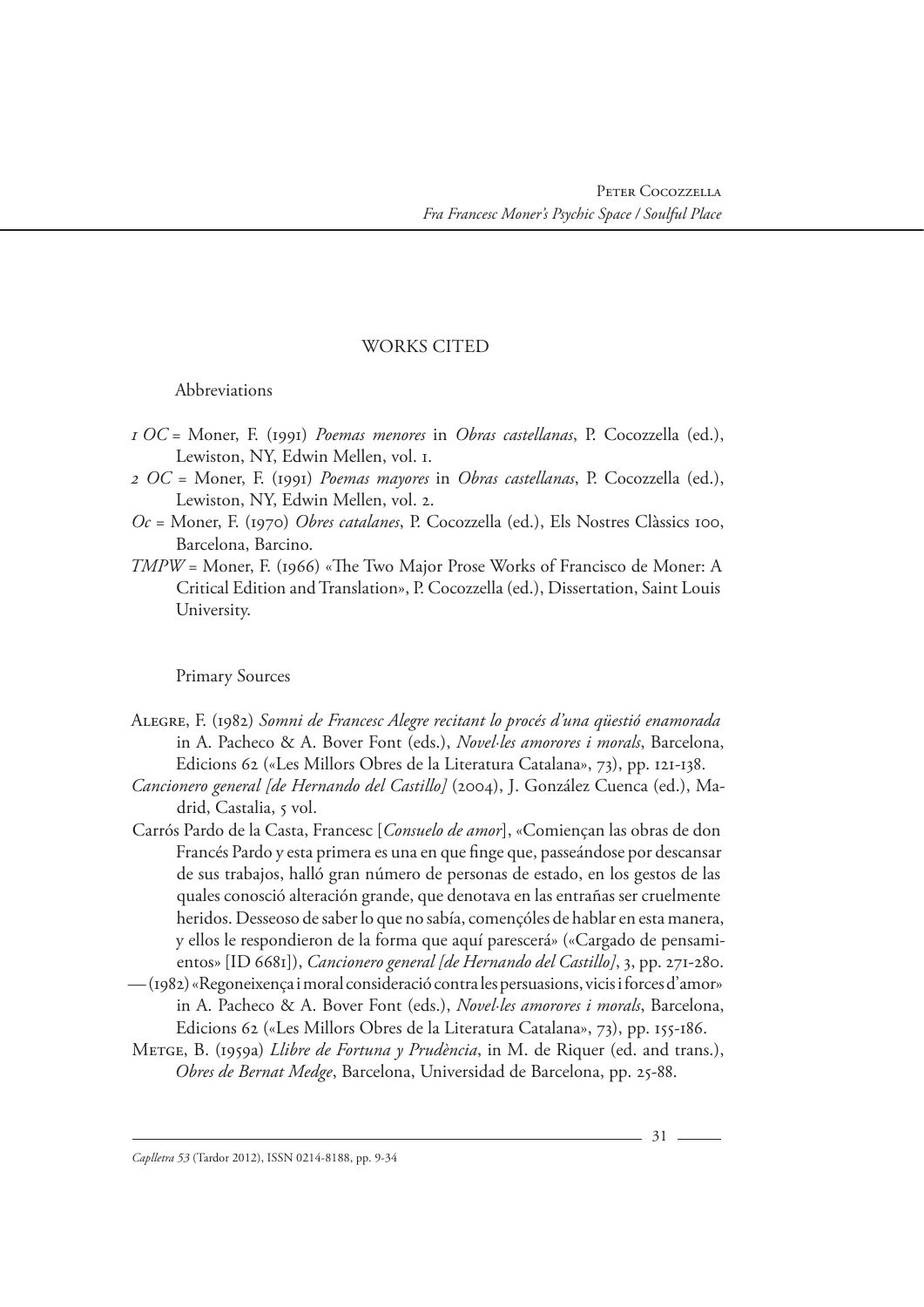## WORKS CITED

### Abbreviations

*1 OC* = Moner, F. (1991) *Poemas menores* in *Obras castellanas*, P. Cocozzella (ed.), Lewiston, NY, Edwin Mellen, vol. 1.

*2 OC* = Moner, F. (1991) *Poemas mayores* in *Obras castellanas*, P. Cocozzella (ed.), Lewiston, NY, Edwin Mellen, vol. 2.

*Oc* = Moner, F. (1970) *Obres catalanes*, P. Cocozzella (ed.), Els Nostres Clàssics 100, Barcelona, Barcino.

*TMPW* = Moner, F. (1966) «The Two Major Prose Works of Francisco de Moner: A Critical Edition and Translation», P. Cocozzella (ed.), Dissertation, Saint Louis University.

### Primary Sources

Alegre, F. (1982) *Somni de Francesc Alegre recitant lo procés d'una qüestió enamorada* in A. Pacheco & A. Bover Font (eds.), *Novel·les amorores i morals*, Barcelona, Edicions 62 («Les Millors Obres de la Literatura Catalana», 73), pp. 121-138.

*Cancionero general [de Hernando del Castillo]* (2004), J. González Cuenca (ed.), Madrid, Castalia, 5 vol.

Carrós Pardo de la Casta, Francesc [*Consuelo de amor*], «Comiençan las obras de don Francés Pardo y esta primera es una en que finge que, passeándose por descansar de sus trabajos, halló gran número de personas de estado, en los gestos de las quales conoció alteración grande, que denotava en las entrañas ser cruelmente heridos. Desseoso de saber lo que no sabía, començóles de hablar en esta manera, y ellos le respondieron de la forma que aquí parescerá» («Cargado de pensamientos» [ID 6681]), *Cancionero general [de Hernando del Castillo]*, 3, pp. 271-280.

— (1982) «Regoneixença i moral consideració contra les persuasions, vicis i forces d'amor» in A. Pacheco & A. Bover Font (eds.), *Novel·les amorores i morals*, Barcelona, Edicions 62 («Les Millors Obres de la Literatura Catalana», 73), pp. 155-186.

Metge, B. (1959a) *Llibre de Fortuna y Prudència*, in M. de Riquer (ed. and trans.), *Obres de Bernat Medge*, Barcelona, Universidad de Barcelona, pp. 25-88.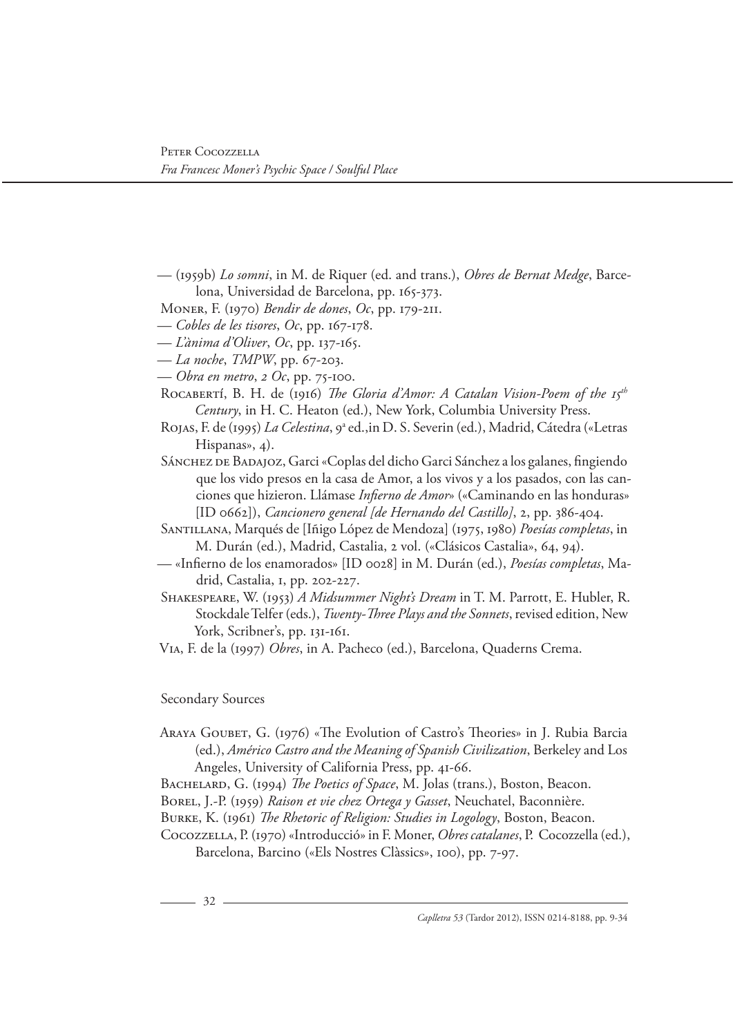— (1959b) *Lo somni*, in M. de Riquer (ed. and trans.), *Obres de Bernat Medge*, Barcelona, Universidad de Barcelona, pp. 165-373.

Moner, F. (1970) *Bendir de dones*, *Oc*, pp. 179-211.

— *Cobles de les tisores*, *Oc*, pp. 167-178.

— *L'ànima d'Oliver*, *Oc*, pp. 137-165.

— *La noche*, *TMPW*, pp. 67-203.

— *Obra en metro*, *2 Oc*, pp. 75-100.

Rocabertí, B. H. de (1916) *The Gloria d'Amor: A Catalan Vision-Poem of the 15th Century*, in H. C. Heaton (ed.), New York, Columbia University Press.

Rojas, F. de (1995) *La Celestina*, 9ª ed.,in D. S. Severin (ed.), Madrid, Cátedra («Letras Hispanas», 4).

Sánchez de Badajoz, Garci «Coplas del dicho Garci Sánchez a los galanes, fingiendo que los vido presos en la casa de Amor, a los vivos y a los pasados, con las canciones que hizieron. Llámase *Infierno de Amor*» («Caminando en las honduras» [ID 0662]), *Cancionero general [de Hernando del Castillo]*, 2, pp. 386-404.

Santillana, Marqués de [Iñigo López de Mendoza] (1975, 1980) *Poesías completas*, in M. Durán (ed.), Madrid, Castalia, 2 vol. («Clásicos Castalia», 64, 94).

— «Infierno de los enamorados» [ID 0028] in M. Durán (ed.), *Poesías completas*, Madrid, Castalia, 1, pp. 202-227.

Shakespeare, W. (1953) *A Midsummer Night's Dream* in T. M. Parrott, E. Hubler, R. Stockdale Telfer (eds.), *Twenty-Three Plays and the Sonnets*, revised edition, New York, Scribner's, pp. 131-161.

Via, F. de la (1997) *Obres*, in A. Pacheco (ed.), Barcelona, Quaderns Crema.

## Secondary Sources

Araya Goubet, G. (1976) «The Evolution of Castro's Theories» in J. Rubia Barcia (ed.), *Américo Castro and the Meaning of Spanish Civilization*, Berkeley and Los Angeles, University of California Press, pp. 41-66.

Bachelard, G. (1994) *The Poetics of Space*, M. Jolas (trans.), Boston, Beacon.

Borel, J.-P. (1959) *Raison et vie chez Ortega y Gasset*, Neuchatel, Baconnière.

Burke, K. (1961) *The Rhetoric of Religion: Studies in Logology*, Boston, Beacon.

Cocozzella, P. (1970) «Introducció» in F. Moner, *Obres catalanes*, P. Cocozzella (ed.), Barcelona, Barcino («Els Nostres Clàssics», 100), pp. 7-97.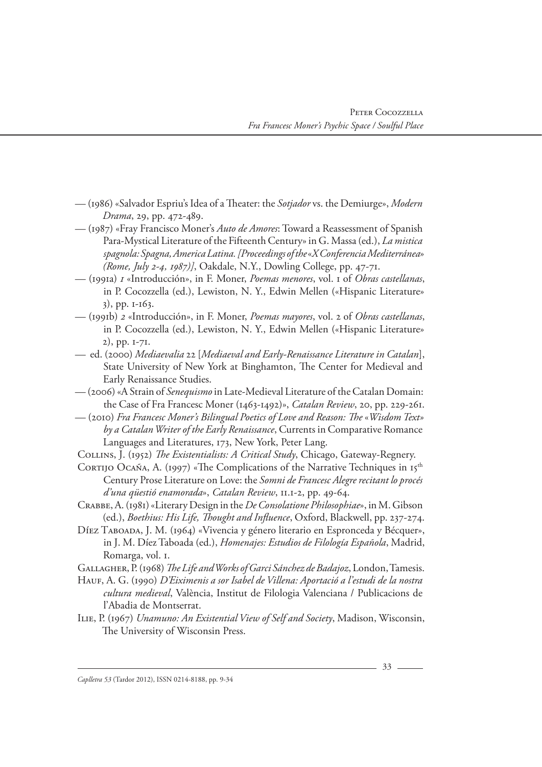— (1986) «Salvador Espriu's Idea of a Theater: the *Sotjador* vs. the Demiurge», *Modern Drama*, 29, pp. 472-489.

— (1987) «Fray Francisco Moner's *Auto de Amores*: Toward a Reassessment of Spanish Para-Mystical Literature of the Fifteenth Century» in G. Massa (ed.), *La mistica spagnola: Spagna, America Latina. [Proceedings of the «X Conferencia Mediterránea» (Rome, July 2-4, 1987)]*, Oakdale, N.Y., Dowling College, pp. 47-71.

— (1991a) *1* «Introducción», in F. Moner, *Poemas menores*, vol. 1 of *Obras castellanas*, in P. Cocozzella (ed.), Lewiston, N. Y., Edwin Mellen («Hispanic Literature» 3), pp. 1-163.

— (1991b) *2* «Introducción», in F. Moner, *Poemas mayores*, vol. 2 of *Obras castellanas*, in P. Cocozzella (ed.), Lewiston, N. Y., Edwin Mellen («Hispanic Literature» 2), pp. 1-71.

— ed. (2000) *Mediaevalia* 22 [*Mediaeval and Early-Renaissance Literature in Catalan*], State University of New York at Binghamton, The Center for Medieval and Early Renaissance Studies.

— (2006) «A Strain of *Senequismo* in Late-Medieval Literature of the Catalan Domain: the Case of Fra Francesc Moner (1463-1492)», *Catalan Review*, 20, pp. 229-261.

— (2010) *Fra Francesc Moner's Bilingual Poetics of Love and Reason: The «Wisdom Text» by a Catalan Writer of the Early Renaissance*, Currents in Comparative Romance Languages and Literatures, 173, New York, Peter Lang.

Collins, J. (1952) *The Existentialists: A Critical Study*, Chicago, Gateway-Regnery.

Cortijo Ocaña, A. (1997) «The Complications of the Narrative Techniques in 15th Century Prose Literature on Love: the *Somni de Francesc Alegre recitant lo procés d'una qüestió enamorada*», *Catalan Review*, 11.1-2, pp. 49-64.

Crabbe, A. (1981) «Literary Design in the *De Consolatione Philosophiae*», in M. Gibson (ed.), *Boethius: His Life, Thought and Influence*, Oxford, Blackwell, pp. 237-274.

Díez Taboada, J. M. (1964) «Vivencia y género literario en Espronceda y Bécquer», in J. M. Díez Taboada (ed.), *Homenajes: Estudios de Filología Española*, Madrid, Romarga, vol. 1.

Gallagher, P. (1968) *The Life and Works of Garci Sánchez de Badajoz*, London, Tamesis.

Hauf, A. G. (1990) *D'Eiximenis a sor Isabel de Villena: Aportació a l'estudi de la nostra cultura medieval*, València, Institut de Filologia Valenciana / Publicacions de l'Abadia de Montserrat.

Ilie, P. (1967) *Unamuno: An Existential View of Self and Society*, Madison, Wisconsin, The University of Wisconsin Press.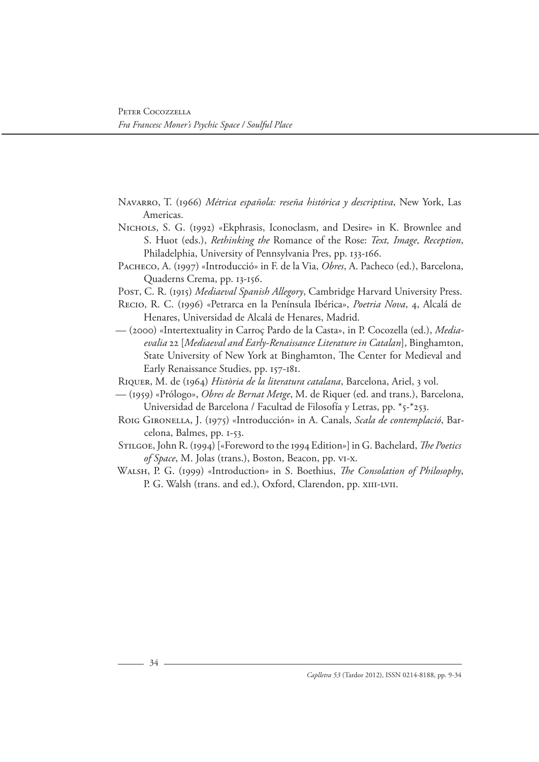Navarro, T. (1966) *Métrica española: reseña histórica y descriptiva*, New York, Las Americas.

Nichols, S. G. (1992) «Ekphrasis, Iconoclasm, and Desire» in K. Brownlee and S. Huot (eds.), *Rethinking the* Romance of the Rose: *Text, Image, Reception*, Philadelphia, University of Pennsylvania Pres, pp. 133-166.

Pacheco, A. (1997) «Introducció» in F. de la Via, *Obres*, A. Pacheco (ed.), Barcelona, Quaderns Crema, pp. 13-156.

Post, C. R. (1915) *Mediaeval Spanish Allegory*, Cambridge Harvard University Press.

Recio, R. C. (1996) «Petrarca en la Península Ibérica», *Poetria Nova*, 4, Alcalá de Henares, Universidad de Alcalá de Henares, Madrid.

— (2000) «Intertextuality in Carroç Pardo de la Casta», in P. Cocozella (ed.), *Mediaevalia* 22 [*Mediaeval and Early-Renaissance Literature in Catalan*], Binghamton, State University of New York at Binghamton, The Center for Medieval and Early Renaissance Studies, pp. 157-181.

Riquer, M. de (1964) *Història de la literatura catalana*, Barcelona, Ariel, 3 vol.

— (1959) «Prólogo», *Obres de Bernat Metge*, M. de Riquer (ed. and trans.), Barcelona, Universidad de Barcelona / Facultad de Filosofía y Letras, pp. *5-*253.

Roig Gironella, J. (1975) «Introducción» in A. Canals, *Scala de contemplació*, Barcelona, Balmes, pp. 1-53.

Stilgoe, John R. (1994) [«Foreword to the 1994 Edition»] in G. Bachelard, *The Poetics of Space*, M. Jolas (trans.), Boston, Beacon, pp. vi-x.

Walsh, P. G. (1999) «Introduction» in S. Boethius, *The Consolation of Philosophy*, P. G. Walsh (trans. and ed.), Oxford, Clarendon, pp. xiii-lvii.